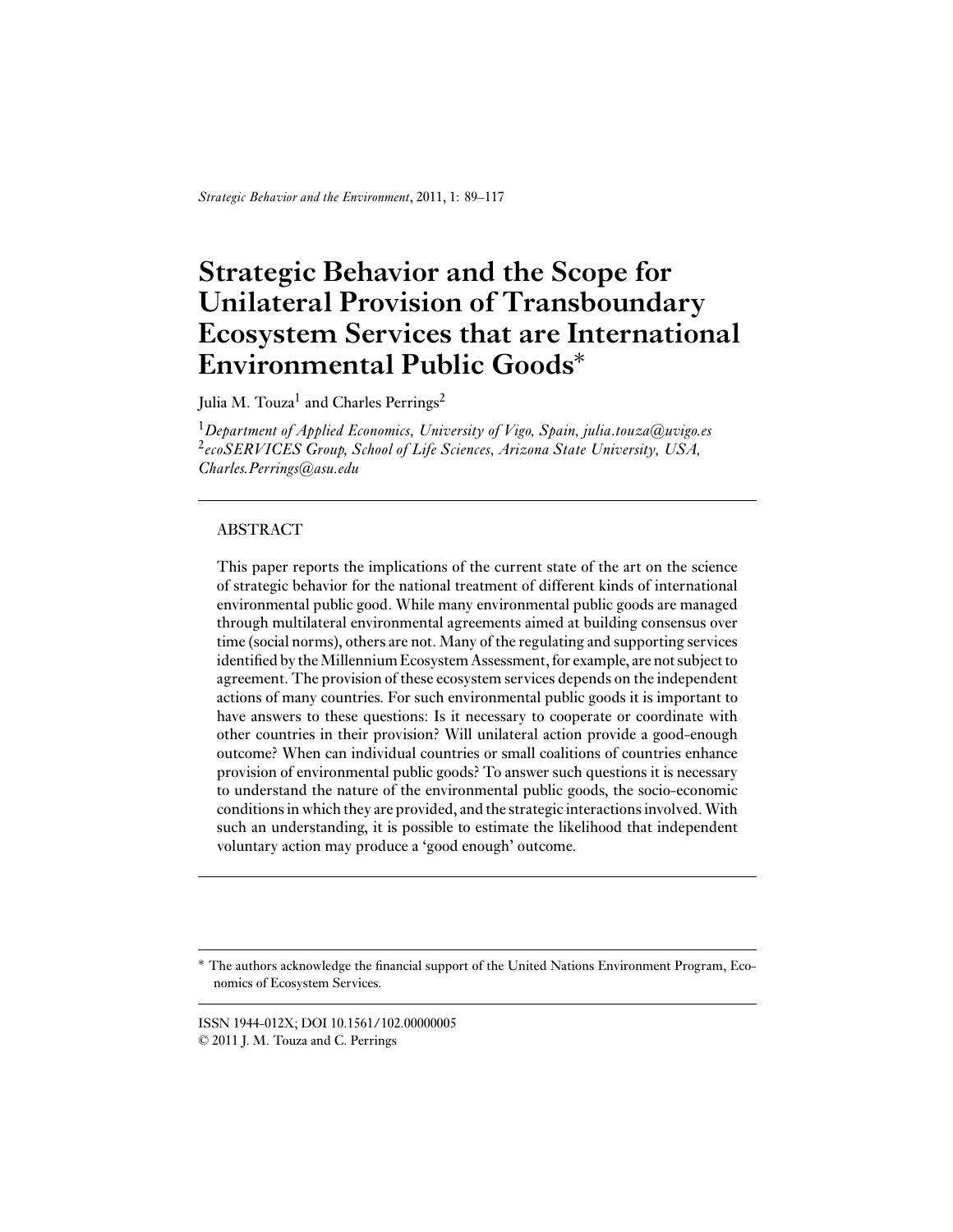# Strategic Behavior and the Scope for Unilateral Provision of Transboundary Ecosystem Services that are International Environmental Public Goods*

Julia M. Touza[1] and Charles Perrings[2]

[1]*Department of Applied Economics, University of Vigo, Spain, julia.touza@uvigo.es*
[2]*ecoSERVICES Group, School of Life Sciences, Arizona State University, USA, Charles.Perrings@asu.edu*

---

## ABSTRACT

This paper reports the implications of the current state of the art on the science of strategic behavior for the national treatment of different kinds of international environmental public good. While many environmental public goods are managed through multilateral environmental agreements aimed at building consensus over time (social norms), others are not. Many of the regulating and supporting services identified by the Millennium Ecosystem Assessment, for example, are not subject to agreement. The provision of these ecosystem services depends on the independent actions of many countries. For such environmental public goods it is important to have answers to these questions: Is it necessary to cooperate or coordinate with other countries in their provision? Will unilateral action provide a good-enough outcome? When can individual countries or small coalitions of countries enhance provision of environmental public goods? To answer such questions it is necessary to understand the nature of the environmental public goods, the socio-economic conditions in which they are provided, and the strategic interactions involved. With such an understanding, it is possible to estimate the likelihood that independent voluntary action may produce a 'good enough' outcome.

---

\* The authors acknowledge the financial support of the United Nations Environment Program, Economics of Ecosystem Services.

ISSN 1944-012X; DOI 10.1561/102.00000005
© 2011 J. M. Touza and C. Perrings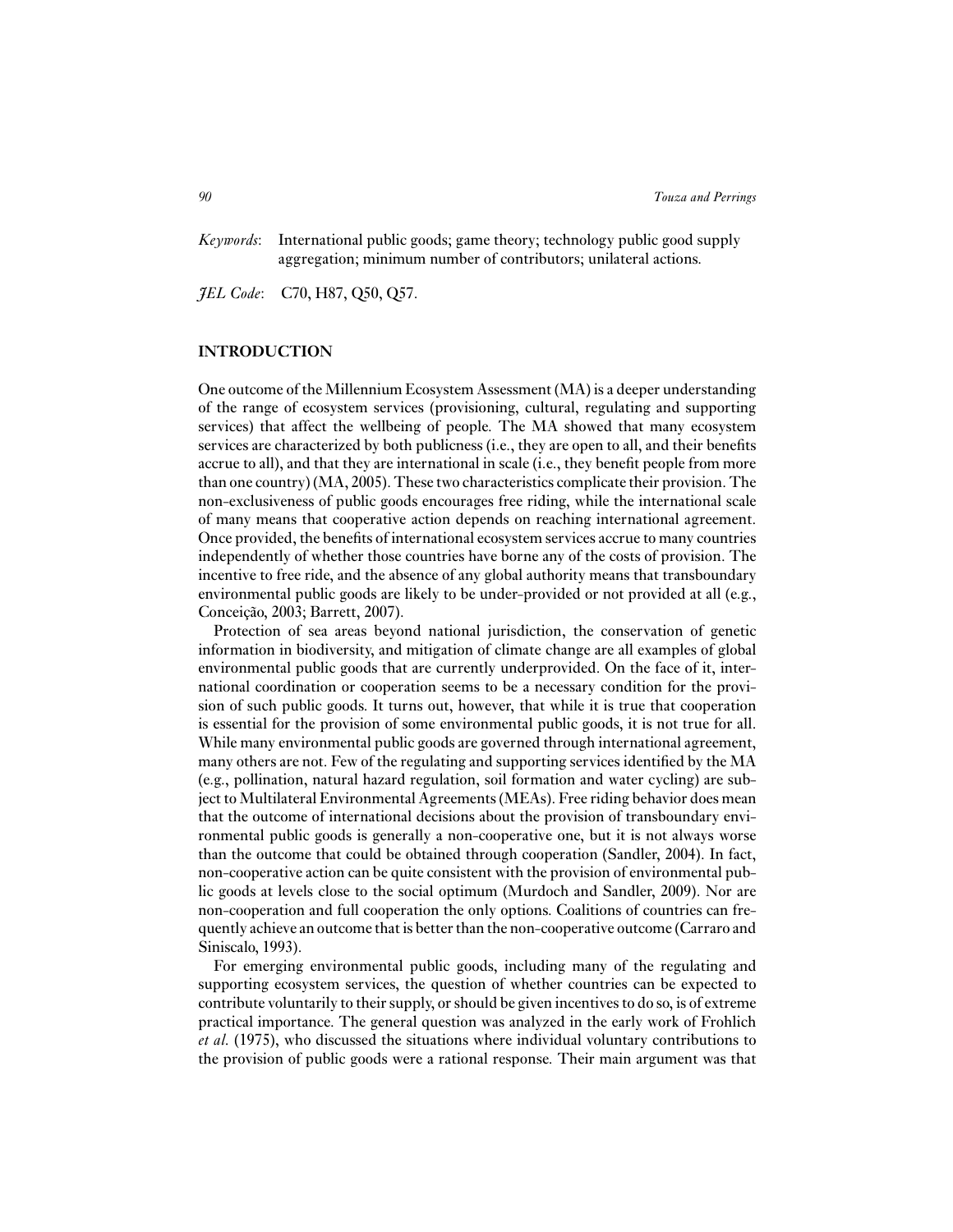*Keywords*: International public goods; game theory; technology public good supply aggregation; minimum number of contributors; unilateral actions.

*JEL Code*: C70, H87, Q50, Q57.

## INTRODUCTION

One outcome of the Millennium Ecosystem Assessment (MA) is a deeper understanding of the range of ecosystem services (provisioning, cultural, regulating and supporting services) that affect the wellbeing of people. The MA showed that many ecosystem services are characterized by both publicness (i.e., they are open to all, and their benefits accrue to all), and that they are international in scale (i.e., they benefit people from more than one country) (MA, 2005). These two characteristics complicate their provision. The non-exclusiveness of public goods encourages free riding, while the international scale of many means that cooperative action depends on reaching international agreement. Once provided, the benefits of international ecosystem services accrue to many countries independently of whether those countries have borne any of the costs of provision. The incentive to free ride, and the absence of any global authority means that transboundary environmental public goods are likely to be under-provided or not provided at all (e.g., Conceição, 2003; Barrett, 2007).

Protection of sea areas beyond national jurisdiction, the conservation of genetic information in biodiversity, and mitigation of climate change are all examples of global environmental public goods that are currently underprovided. On the face of it, international coordination or cooperation seems to be a necessary condition for the provision of such public goods. It turns out, however, that while it is true that cooperation is essential for the provision of some environmental public goods, it is not true for all. While many environmental public goods are governed through international agreement, many others are not. Few of the regulating and supporting services identified by the MA (e.g., pollination, natural hazard regulation, soil formation and water cycling) are subject to Multilateral Environmental Agreements (MEAs). Free riding behavior does mean that the outcome of international decisions about the provision of transboundary environmental public goods is generally a non-cooperative one, but it is not always worse than the outcome that could be obtained through cooperation (Sandler, 2004). In fact, non-cooperative action can be quite consistent with the provision of environmental public goods at levels close to the social optimum (Murdoch and Sandler, 2009). Nor are non-cooperation and full cooperation the only options. Coalitions of countries can frequently achieve an outcome that is better than the non-cooperative outcome (Carraro and Siniscalo, 1993).

For emerging environmental public goods, including many of the regulating and supporting ecosystem services, the question of whether countries can be expected to contribute voluntarily to their supply, or should be given incentives to do so, is of extreme practical importance. The general question was analyzed in the early work of Frohlich *et al.* (1975), who discussed the situations where individual voluntary contributions to the provision of public goods were a rational response. Their main argument was that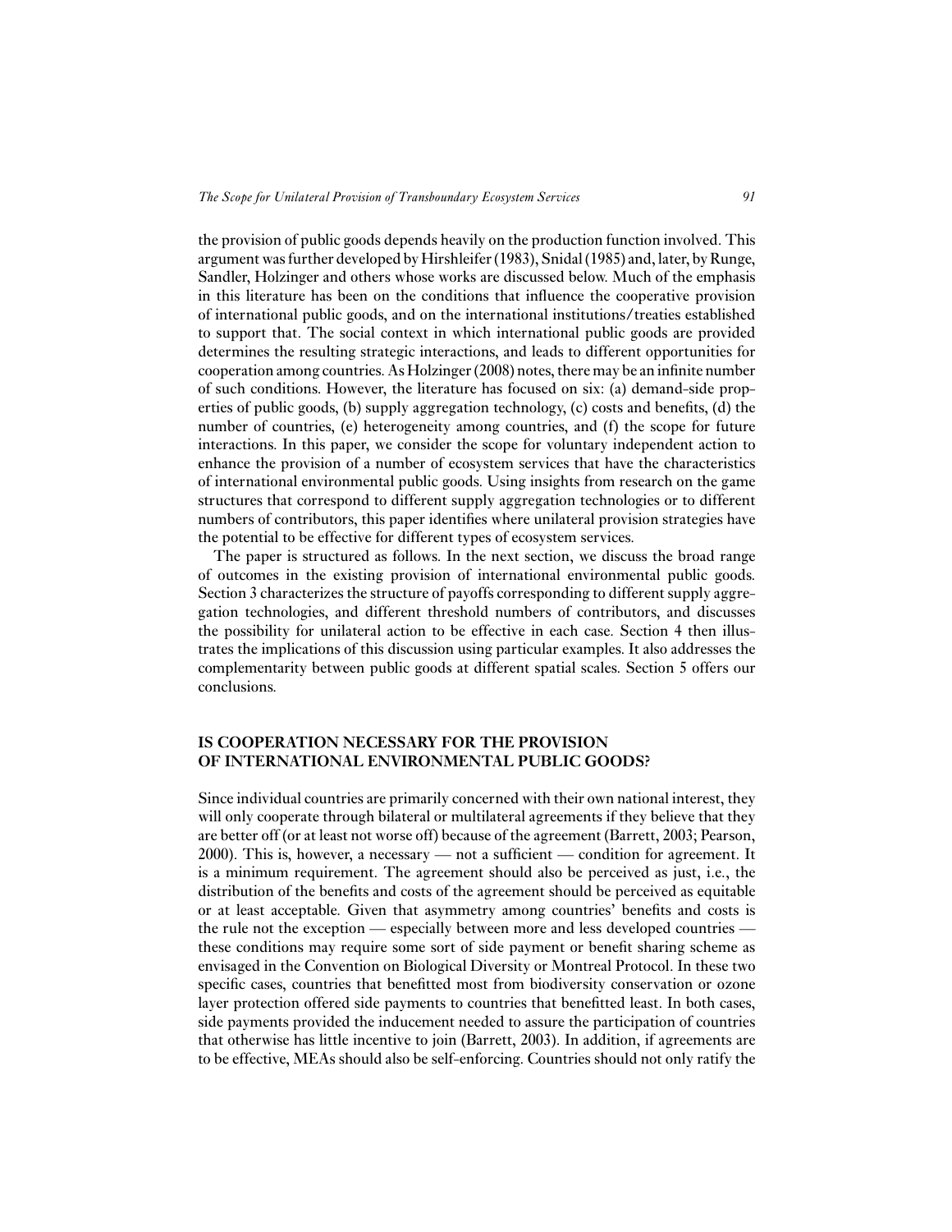the provision of public goods depends heavily on the production function involved. This argument was further developed by Hirshleifer (1983), Snidal (1985) and, later, by Runge, Sandler, Holzinger and others whose works are discussed below. Much of the emphasis in this literature has been on the conditions that influence the cooperative provision of international public goods, and on the international institutions/treaties established to support that. The social context in which international public goods are provided determines the resulting strategic interactions, and leads to different opportunities for cooperation among countries. As Holzinger (2008) notes, there may be an infinite number of such conditions. However, the literature has focused on six: (a) demand-side properties of public goods, (b) supply aggregation technology, (c) costs and benefits, (d) the number of countries, (e) heterogeneity among countries, and (f) the scope for future interactions. In this paper, we consider the scope for voluntary independent action to enhance the provision of a number of ecosystem services that have the characteristics of international environmental public goods. Using insights from research on the game structures that correspond to different supply aggregation technologies or to different numbers of contributors, this paper identifies where unilateral provision strategies have the potential to be effective for different types of ecosystem services.

The paper is structured as follows. In the next section, we discuss the broad range of outcomes in the existing provision of international environmental public goods. Section 3 characterizes the structure of payoffs corresponding to different supply aggregation technologies, and different threshold numbers of contributors, and discusses the possibility for unilateral action to be effective in each case. Section 4 then illustrates the implications of this discussion using particular examples. It also addresses the complementarity between public goods at different spatial scales. Section 5 offers our conclusions.

## IS COOPERATION NECESSARY FOR THE PROVISION OF INTERNATIONAL ENVIRONMENTAL PUBLIC GOODS?

Since individual countries are primarily concerned with their own national interest, they will only cooperate through bilateral or multilateral agreements if they believe that they are better off (or at least not worse off) because of the agreement (Barrett, 2003; Pearson, 2000). This is, however, a necessary — not a sufficient — condition for agreement. It is a minimum requirement. The agreement should also be perceived as just, i.e., the distribution of the benefits and costs of the agreement should be perceived as equitable or at least acceptable. Given that asymmetry among countries' benefits and costs is the rule not the exception — especially between more and less developed countries — these conditions may require some sort of side payment or benefit sharing scheme as envisaged in the Convention on Biological Diversity or Montreal Protocol. In these two specific cases, countries that benefitted most from biodiversity conservation or ozone layer protection offered side payments to countries that benefitted least. In both cases, side payments provided the inducement needed to assure the participation of countries that otherwise has little incentive to join (Barrett, 2003). In addition, if agreements are to be effective, MEAs should also be self-enforcing. Countries should not only ratify the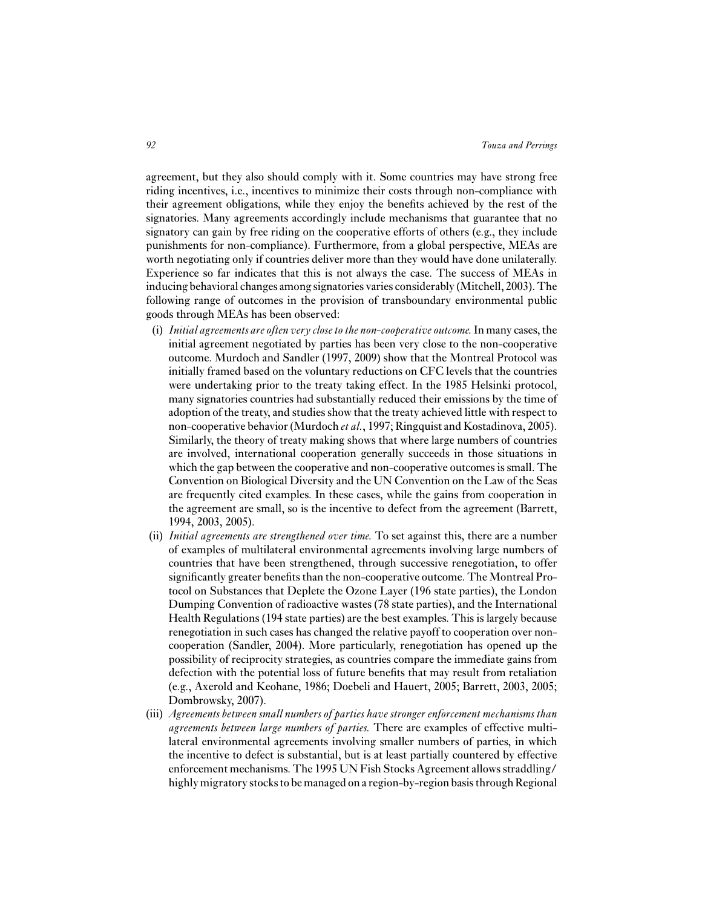agreement, but they also should comply with it. Some countries may have strong free riding incentives, i.e., incentives to minimize their costs through non-compliance with their agreement obligations, while they enjoy the benefits achieved by the rest of the signatories. Many agreements accordingly include mechanisms that guarantee that no signatory can gain by free riding on the cooperative efforts of others (e.g., they include punishments for non-compliance). Furthermore, from a global perspective, MEAs are worth negotiating only if countries deliver more than they would have done unilaterally. Experience so far indicates that this is not always the case. The success of MEAs in inducing behavioral changes among signatories varies considerably (Mitchell, 2003). The following range of outcomes in the provision of transboundary environmental public goods through MEAs has been observed:

(i) *Initial agreements are often very close to the non-cooperative outcome.* In many cases, the initial agreement negotiated by parties has been very close to the non-cooperative outcome. Murdoch and Sandler (1997, 2009) show that the Montreal Protocol was initially framed based on the voluntary reductions on CFC levels that the countries were undertaking prior to the treaty taking effect. In the 1985 Helsinki protocol, many signatories countries had substantially reduced their emissions by the time of adoption of the treaty, and studies show that the treaty achieved little with respect to non-cooperative behavior (Murdoch *et al.*, 1997; Ringquist and Kostadinova, 2005). Similarly, the theory of treaty making shows that where large numbers of countries are involved, international cooperation generally succeeds in those situations in which the gap between the cooperative and non-cooperative outcomes is small. The Convention on Biological Diversity and the UN Convention on the Law of the Seas are frequently cited examples. In these cases, while the gains from cooperation in the agreement are small, so is the incentive to defect from the agreement (Barrett, 1994, 2003, 2005).

(ii) *Initial agreements are strengthened over time.* To set against this, there are a number of examples of multilateral environmental agreements involving large numbers of countries that have been strengthened, through successive renegotiation, to offer significantly greater benefits than the non-cooperative outcome. The Montreal Protocol on Substances that Deplete the Ozone Layer (196 state parties), the London Dumping Convention of radioactive wastes (78 state parties), and the International Health Regulations (194 state parties) are the best examples. This is largely because renegotiation in such cases has changed the relative payoff to cooperation over non-cooperation (Sandler, 2004). More particularly, renegotiation has opened up the possibility of reciprocity strategies, as countries compare the immediate gains from defection with the potential loss of future benefits that may result from retaliation (e.g., Axerold and Keohane, 1986; Doebeli and Hauert, 2005; Barrett, 2003, 2005; Dombrowsky, 2007).

(iii) *Agreements between small numbers of parties have stronger enforcement mechanisms than agreements between large numbers of parties.* There are examples of effective multilateral environmental agreements involving smaller numbers of parties, in which the incentive to defect is substantial, but is at least partially countered by effective enforcement mechanisms. The 1995 UN Fish Stocks Agreement allows straddling/highly migratory stocks to be managed on a region-by-region basis through Regional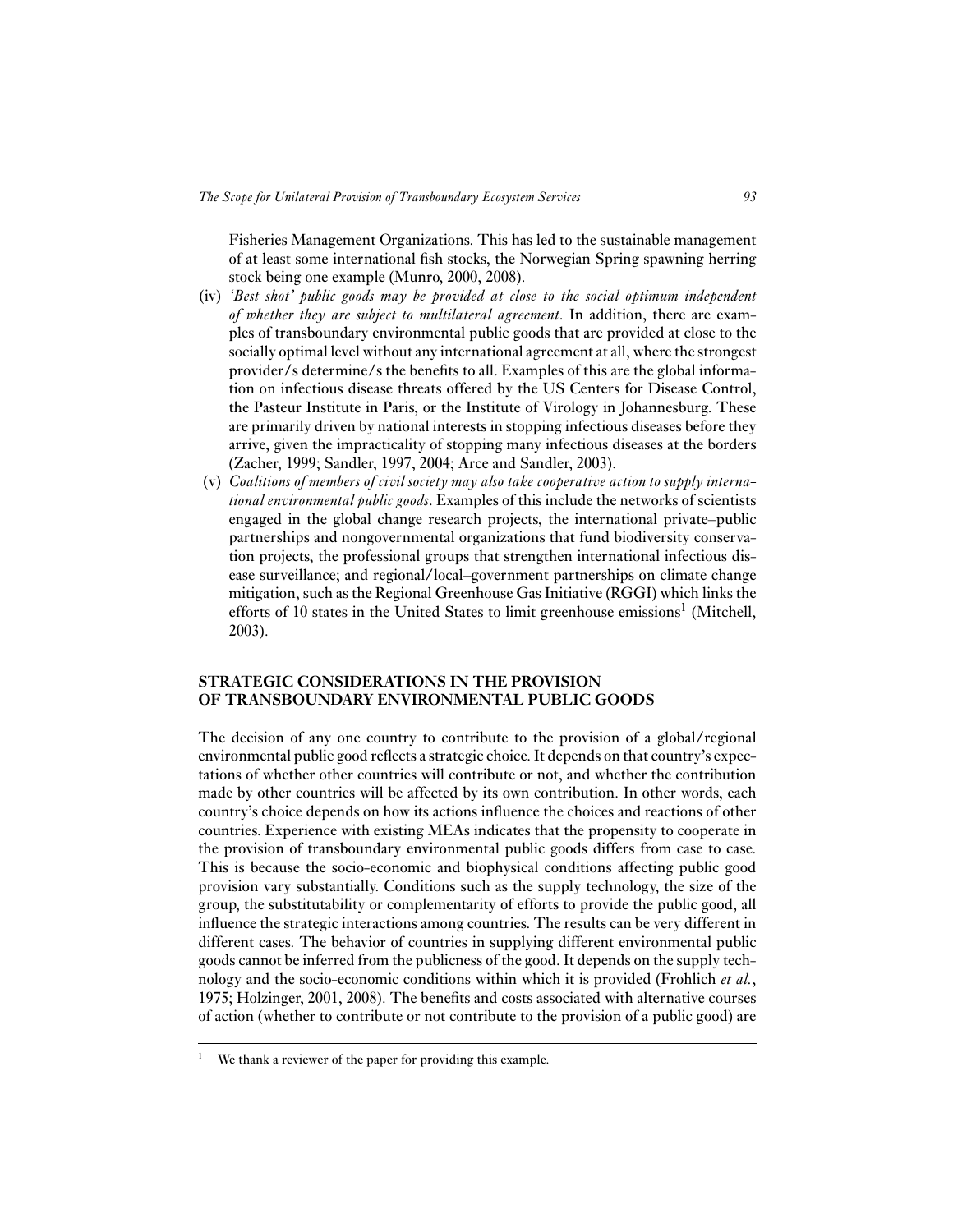Fisheries Management Organizations. This has led to the sustainable management of at least some international fish stocks, the Norwegian Spring spawning herring stock being one example (Munro, 2000, 2008).

(iv) *'Best shot' public goods may be provided at close to the social optimum independent of whether they are subject to multilateral agreement*. In addition, there are examples of transboundary environmental public goods that are provided at close to the socially optimal level without any international agreement at all, where the strongest provider/s determine/s the benefits to all. Examples of this are the global information on infectious disease threats offered by the US Centers for Disease Control, the Pasteur Institute in Paris, or the Institute of Virology in Johannesburg. These are primarily driven by national interests in stopping infectious diseases before they arrive, given the impracticality of stopping many infectious diseases at the borders (Zacher, 1999; Sandler, 1997, 2004; Arce and Sandler, 2003).

(v) *Coalitions of members of civil society may also take cooperative action to supply international environmental public goods*. Examples of this include the networks of scientists engaged in the global change research projects, the international private–public partnerships and nongovernmental organizations that fund biodiversity conservation projects, the professional groups that strengthen international infectious disease surveillance; and regional/local–government partnerships on climate change mitigation, such as the Regional Greenhouse Gas Initiative (RGGI) which links the efforts of 10 states in the United States to limit greenhouse emissions[1] (Mitchell, 2003).

## STRATEGIC CONSIDERATIONS IN THE PROVISION OF TRANSBOUNDARY ENVIRONMENTAL PUBLIC GOODS

The decision of any one country to contribute to the provision of a global/regional environmental public good reflects a strategic choice. It depends on that country's expectations of whether other countries will contribute or not, and whether the contribution made by other countries will be affected by its own contribution. In other words, each country's choice depends on how its actions influence the choices and reactions of other countries. Experience with existing MEAs indicates that the propensity to cooperate in the provision of transboundary environmental public goods differs from case to case. This is because the socio-economic and biophysical conditions affecting public good provision vary substantially. Conditions such as the supply technology, the size of the group, the substitutability or complementarity of efforts to provide the public good, all influence the strategic interactions among countries. The results can be very different in different cases. The behavior of countries in supplying different environmental public goods cannot be inferred from the publicness of the good. It depends on the supply technology and the socio-economic conditions within which it is provided (Frohlich *et al.*, 1975; Holzinger, 2001, 2008). The benefits and costs associated with alternative courses of action (whether to contribute or not contribute to the provision of a public good) are

[1] We thank a reviewer of the paper for providing this example.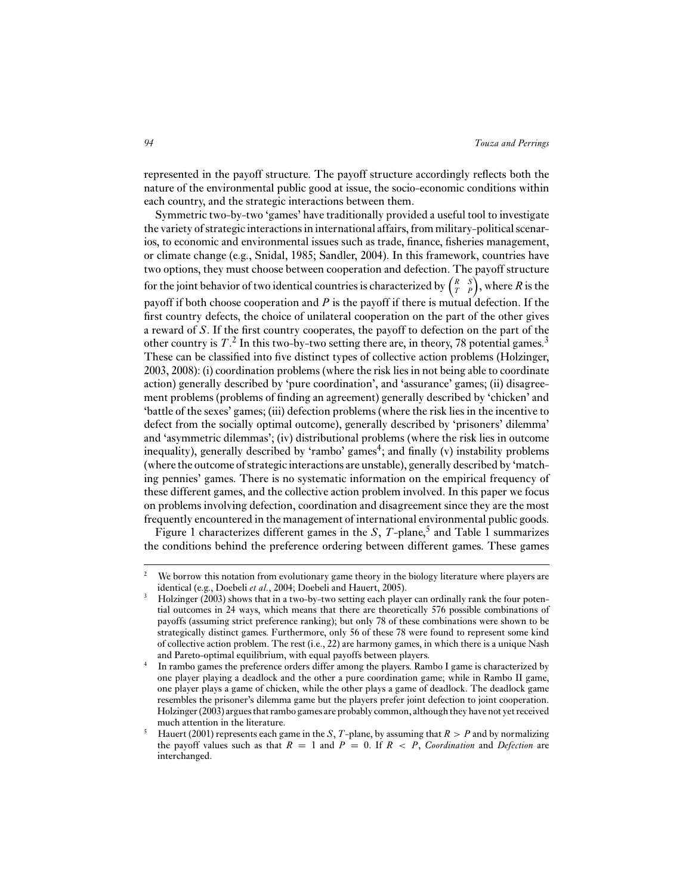represented in the payoff structure. The payoff structure accordingly reflects both the nature of the environmental public good at issue, the socio-economic conditions within each country, and the strategic interactions between them.

Symmetric two-by-two 'games' have traditionally provided a useful tool to investigate the variety of strategic interactions in international affairs, from military-political scenarios, to economic and environmental issues such as trade, finance, fisheries management, or climate change (e.g., Snidal, 1985; Sandler, 2004). In this framework, countries have two options, they must choose between cooperation and defection. The payoff structure for the joint behavior of two identical countries is characterized by $\begin{pmatrix} R & S \\ T & P \end{pmatrix}$, where $R$ is the payoff if both choose cooperation and $P$ is the payoff if there is mutual defection. If the first country defects, the choice of unilateral cooperation on the part of the other gives a reward of $S$. If the first country cooperates, the payoff to defection on the part of the other country is $T$.[2] In this two-by-two setting there are, in theory, 78 potential games.[3] These can be classified into five distinct types of collective action problems (Holzinger, 2003, 2008): (i) coordination problems (where the risk lies in not being able to coordinate action) generally described by 'pure coordination', and 'assurance' games; (ii) disagreement problems (problems of finding an agreement) generally described by 'chicken' and 'battle of the sexes' games; (iii) defection problems (where the risk lies in the incentive to defect from the socially optimal outcome), generally described by 'prisoners' dilemma' and 'asymmetric dilemmas'; (iv) distributional problems (where the risk lies in outcome inequality), generally described by 'rambo' games[4]; and finally (v) instability problems (where the outcome of strategic interactions are unstable), generally described by 'matching pennies' games. There is no systematic information on the empirical frequency of these different games, and the collective action problem involved. In this paper we focus on problems involving defection, coordination and disagreement since they are the most frequently encountered in the management of international environmental public goods.

Figure 1 characterizes different games in the $S$, $T$-plane,[5] and Table 1 summarizes the conditions behind the preference ordering between different games. These games

---

[2] We borrow this notation from evolutionary game theory in the biology literature where players are identical (e.g., Doebeli *et al.*, 2004; Doebeli and Hauert, 2005).

[3] Holzinger (2003) shows that in a two-by-two setting each player can ordinally rank the four potential outcomes in 24 ways, which means that there are theoretically 576 possible combinations of payoffs (assuming strict preference ranking); but only 78 of these combinations were shown to be strategically distinct games. Furthermore, only 56 of these 78 were found to represent some kind of collective action problem. The rest (i.e., 22) are harmony games, in which there is a unique Nash and Pareto-optimal equilibrium, with equal payoffs between players.

[4] In rambo games the preference orders differ among the players. Rambo I game is characterized by one player playing a deadlock and the other a pure coordination game; while in Rambo II game, one player plays a game of chicken, while the other plays a game of deadlock. The deadlock game resembles the prisoner's dilemma game but the players prefer joint defection to joint cooperation. Holzinger (2003) argues that rambo games are probably common, although they have not yet received much attention in the literature.

[5] Hauert (2001) represents each game in the $S$, $T$-plane, by assuming that $R > P$ and by normalizing the payoff values such as that $R = 1$ and $P = 0$. If $R < P$, *Coordination* and *Defection* are interchanged.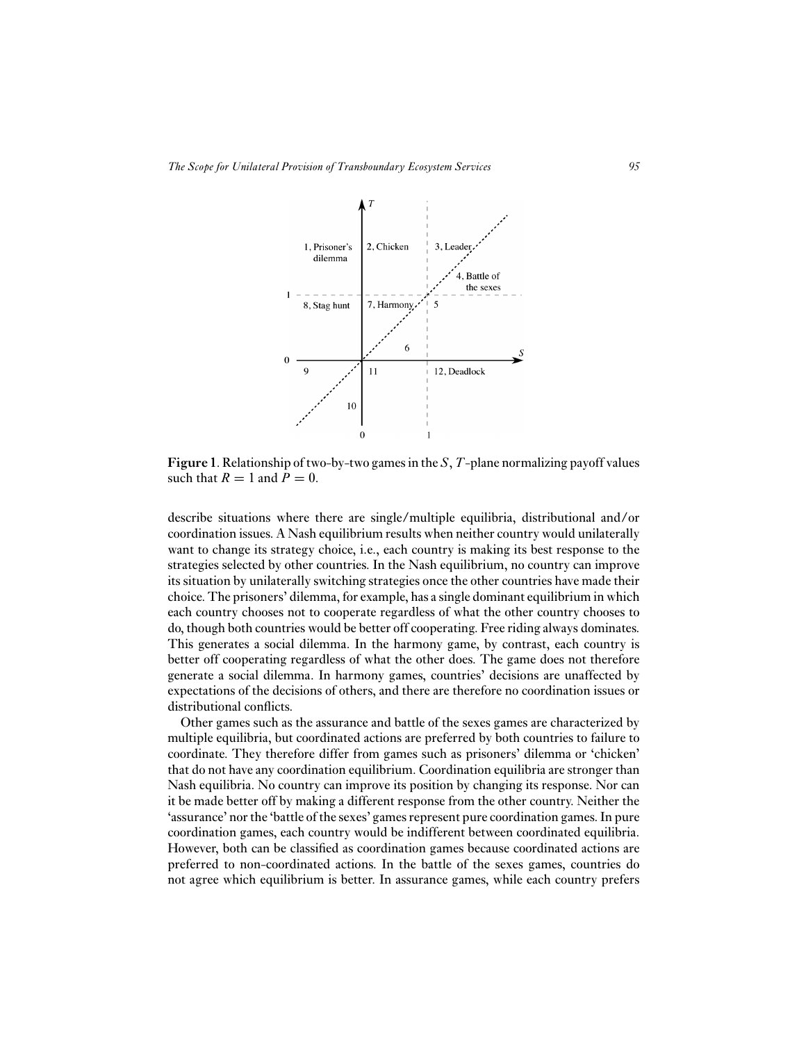**Figure 1**. Relationship of two-by-two games in the $S$, $T$-plane normalizing payoff values such that $R = 1$ and $P = 0$.

describe situations where there are single/multiple equilibria, distributional and/or coordination issues. A Nash equilibrium results when neither country would unilaterally want to change its strategy choice, i.e., each country is making its best response to the strategies selected by other countries. In the Nash equilibrium, no country can improve its situation by unilaterally switching strategies once the other countries have made their choice. The prisoners' dilemma, for example, has a single dominant equilibrium in which each country chooses not to cooperate regardless of what the other country chooses to do, though both countries would be better off cooperating. Free riding always dominates. This generates a social dilemma. In the harmony game, by contrast, each country is better off cooperating regardless of what the other does. The game does not therefore generate a social dilemma. In harmony games, countries' decisions are unaffected by expectations of the decisions of others, and there are therefore no coordination issues or distributional conflicts.

Other games such as the assurance and battle of the sexes games are characterized by multiple equilibria, but coordinated actions are preferred by both countries to failure to coordinate. They therefore differ from games such as prisoners' dilemma or 'chicken' that do not have any coordination equilibrium. Coordination equilibria are stronger than Nash equilibria. No country can improve its position by changing its response. Nor can it be made better off by making a different response from the other country. Neither the 'assurance' nor the 'battle of the sexes' games represent pure coordination games. In pure coordination games, each country would be indifferent between coordinated equilibria. However, both can be classified as coordination games because coordinated actions are preferred to non-coordinated actions. In the battle of the sexes games, countries do not agree which equilibrium is better. In assurance games, while each country prefers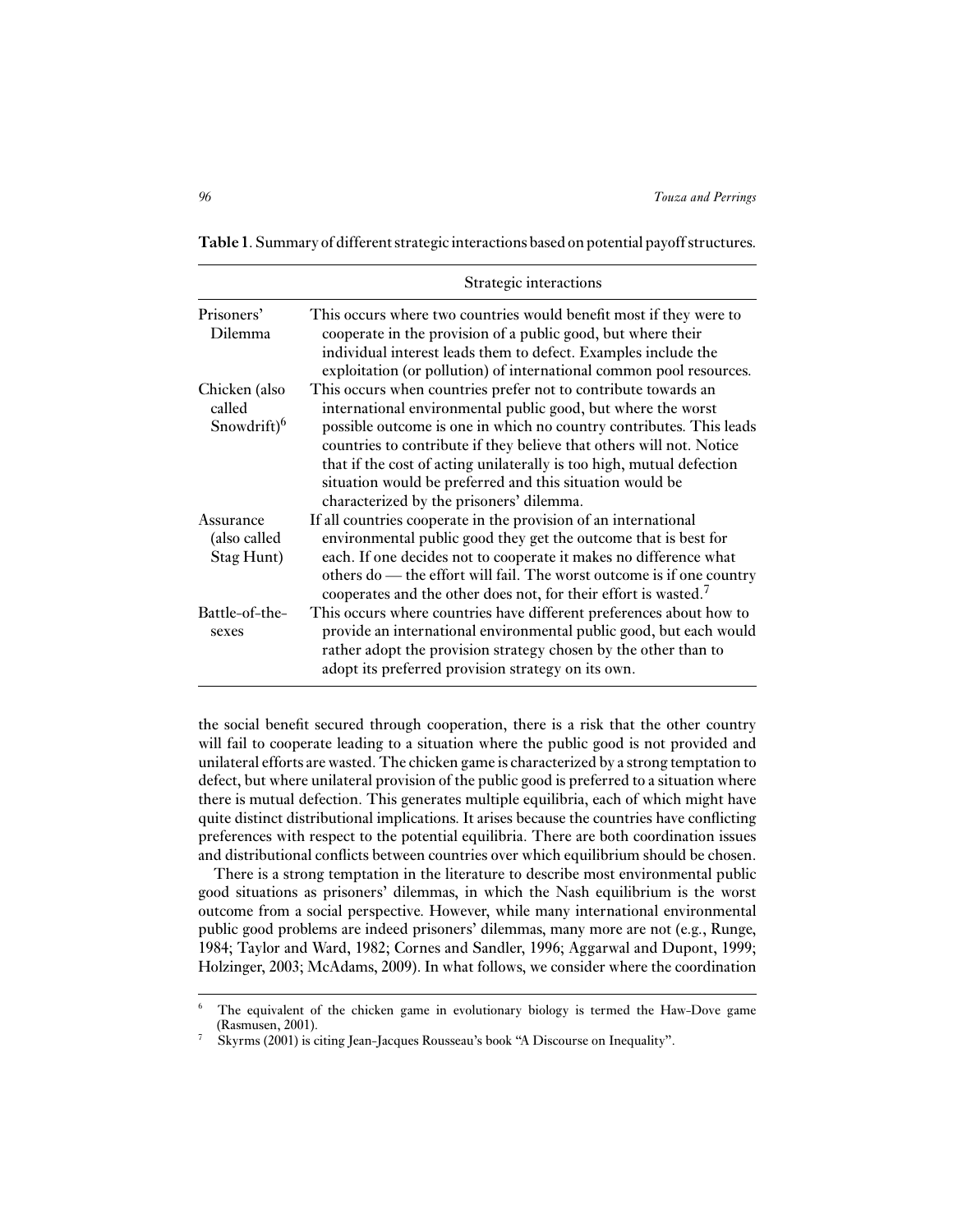**Table 1**. Summary of different strategic interactions based on potential payoff structures.

| | Strategic interactions |
|---|---|
| Prisoners' Dilemma | This occurs where two countries would benefit most if they were to cooperate in the provision of a public good, but where their individual interest leads them to defect. Examples include the exploitation (or pollution) of international common pool resources. |
| Chicken (also called Snowdrift)[6] | This occurs when countries prefer not to contribute towards an international environmental public good, but where the worst possible outcome is one in which no country contributes. This leads countries to contribute if they believe that others will not. Notice that if the cost of acting unilaterally is too high, mutual defection situation would be preferred and this situation would be characterized by the prisoners' dilemma. |
| Assurance (also called Stag Hunt) | If all countries cooperate in the provision of an international environmental public good they get the outcome that is best for each. If one decides not to cooperate it makes no difference what others do — the effort will fail. The worst outcome is if one country cooperates and the other does not, for their effort is wasted.[7] |
| Battle-of-the-sexes | This occurs where countries have different preferences about how to provide an international environmental public good, but each would rather adopt the provision strategy chosen by the other than to adopt its preferred provision strategy on its own. |

the social benefit secured through cooperation, there is a risk that the other country will fail to cooperate leading to a situation where the public good is not provided and unilateral efforts are wasted. The chicken game is characterized by a strong temptation to defect, but where unilateral provision of the public good is preferred to a situation where there is mutual defection. This generates multiple equilibria, each of which might have quite distinct distributional implications. It arises because the countries have conflicting preferences with respect to the potential equilibria. There are both coordination issues and distributional conflicts between countries over which equilibrium should be chosen.

There is a strong temptation in the literature to describe most environmental public good situations as prisoners' dilemmas, in which the Nash equilibrium is the worst outcome from a social perspective. However, while many international environmental public good problems are indeed prisoners' dilemmas, many more are not (e.g., Runge, 1984; Taylor and Ward, 1982; Cornes and Sandler, 1996; Aggarwal and Dupont, 1999; Holzinger, 2003; McAdams, 2009). In what follows, we consider where the coordination

[6] The equivalent of the chicken game in evolutionary biology is termed the Haw-Dove game (Rasmusen, 2001).

[7] Skyrms (2001) is citing Jean-Jacques Rousseau's book "A Discourse on Inequality".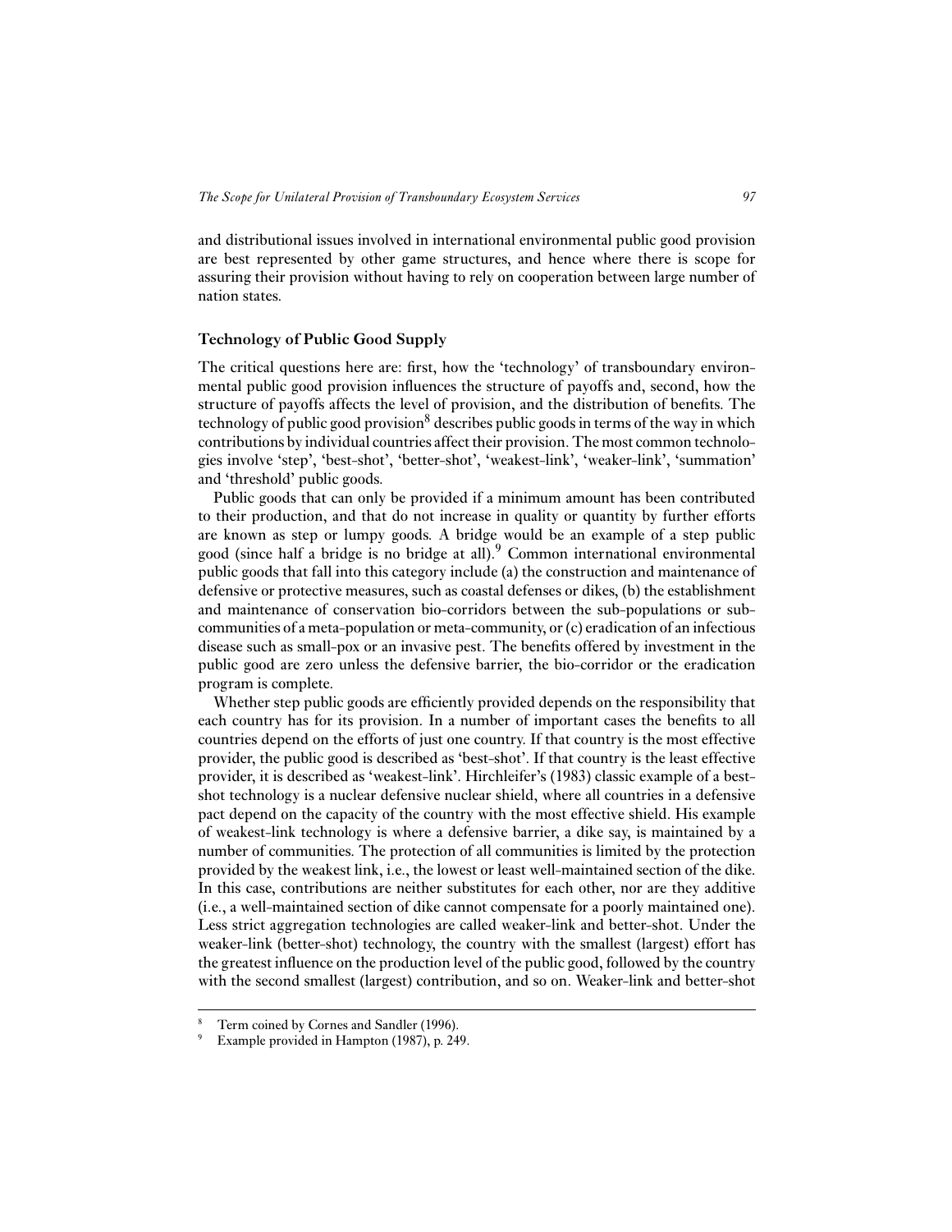and distributional issues involved in international environmental public good provision are best represented by other game structures, and hence where there is scope for assuring their provision without having to rely on cooperation between large number of nation states.

### Technology of Public Good Supply

The critical questions here are: first, how the 'technology' of transboundary environmental public good provision influences the structure of payoffs and, second, how the structure of payoffs affects the level of provision, and the distribution of benefits. The technology of public good provision[8] describes public goods in terms of the way in which contributions by individual countries affect their provision. The most common technologies involve 'step', 'best-shot', 'better-shot', 'weakest-link', 'weaker-link', 'summation' and 'threshold' public goods.

Public goods that can only be provided if a minimum amount has been contributed to their production, and that do not increase in quality or quantity by further efforts are known as step or lumpy goods. A bridge would be an example of a step public good (since half a bridge is no bridge at all).[9] Common international environmental public goods that fall into this category include (a) the construction and maintenance of defensive or protective measures, such as coastal defenses or dikes, (b) the establishment and maintenance of conservation bio-corridors between the sub-populations or sub-communities of a meta-population or meta-community, or (c) eradication of an infectious disease such as small-pox or an invasive pest. The benefits offered by investment in the public good are zero unless the defensive barrier, the bio-corridor or the eradication program is complete.

Whether step public goods are efficiently provided depends on the responsibility that each country has for its provision. In a number of important cases the benefits to all countries depend on the efforts of just one country. If that country is the most effective provider, the public good is described as 'best-shot'. If that country is the least effective provider, it is described as 'weakest-link'. Hirchleifer's (1983) classic example of a best-shot technology is a nuclear defensive nuclear shield, where all countries in a defensive pact depend on the capacity of the country with the most effective shield. His example of weakest-link technology is where a defensive barrier, a dike say, is maintained by a number of communities. The protection of all communities is limited by the protection provided by the weakest link, i.e., the lowest or least well-maintained section of the dike. In this case, contributions are neither substitutes for each other, nor are they additive (i.e., a well-maintained section of dike cannot compensate for a poorly maintained one). Less strict aggregation technologies are called weaker-link and better-shot. Under the weaker-link (better-shot) technology, the country with the smallest (largest) effort has the greatest influence on the production level of the public good, followed by the country with the second smallest (largest) contribution, and so on. Weaker-link and better-shot

---

[8] Term coined by Cornes and Sandler (1996).

[9] Example provided in Hampton (1987), p. 249.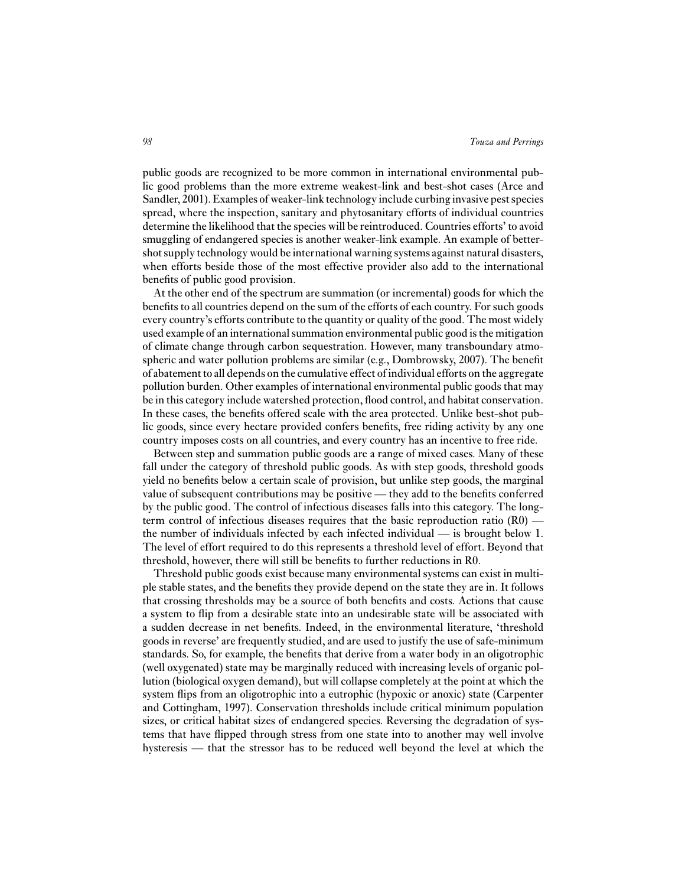public goods are recognized to be more common in international environmental public good problems than the more extreme weakest-link and best-shot cases (Arce and Sandler, 2001). Examples of weaker-link technology include curbing invasive pest species spread, where the inspection, sanitary and phytosanitary efforts of individual countries determine the likelihood that the species will be reintroduced. Countries efforts' to avoid smuggling of endangered species is another weaker-link example. An example of better-shot supply technology would be international warning systems against natural disasters, when efforts beside those of the most effective provider also add to the international benefits of public good provision.

At the other end of the spectrum are summation (or incremental) goods for which the benefits to all countries depend on the sum of the efforts of each country. For such goods every country's efforts contribute to the quantity or quality of the good. The most widely used example of an international summation environmental public good is the mitigation of climate change through carbon sequestration. However, many transboundary atmospheric and water pollution problems are similar (e.g., Dombrowsky, 2007). The benefit of abatement to all depends on the cumulative effect of individual efforts on the aggregate pollution burden. Other examples of international environmental public goods that may be in this category include watershed protection, flood control, and habitat conservation. In these cases, the benefits offered scale with the area protected. Unlike best-shot public goods, since every hectare provided confers benefits, free riding activity by any one country imposes costs on all countries, and every country has an incentive to free ride.

Between step and summation public goods are a range of mixed cases. Many of these fall under the category of threshold public goods. As with step goods, threshold goods yield no benefits below a certain scale of provision, but unlike step goods, the marginal value of subsequent contributions may be positive — they add to the benefits conferred by the public good. The control of infectious diseases falls into this category. The long-term control of infectious diseases requires that the basic reproduction ratio (R0) — the number of individuals infected by each infected individual — is brought below 1. The level of effort required to do this represents a threshold level of effort. Beyond that threshold, however, there will still be benefits to further reductions in R0.

Threshold public goods exist because many environmental systems can exist in multiple stable states, and the benefits they provide depend on the state they are in. It follows that crossing thresholds may be a source of both benefits and costs. Actions that cause a system to flip from a desirable state into an undesirable state will be associated with a sudden decrease in net benefits. Indeed, in the environmental literature, 'threshold goods in reverse' are frequently studied, and are used to justify the use of safe-minimum standards. So, for example, the benefits that derive from a water body in an oligotrophic (well oxygenated) state may be marginally reduced with increasing levels of organic pollution (biological oxygen demand), but will collapse completely at the point at which the system flips from an oligotrophic into a eutrophic (hypoxic or anoxic) state (Carpenter and Cottingham, 1997). Conservation thresholds include critical minimum population sizes, or critical habitat sizes of endangered species. Reversing the degradation of systems that have flipped through stress from one state into to another may well involve hysteresis — that the stressor has to be reduced well beyond the level at which the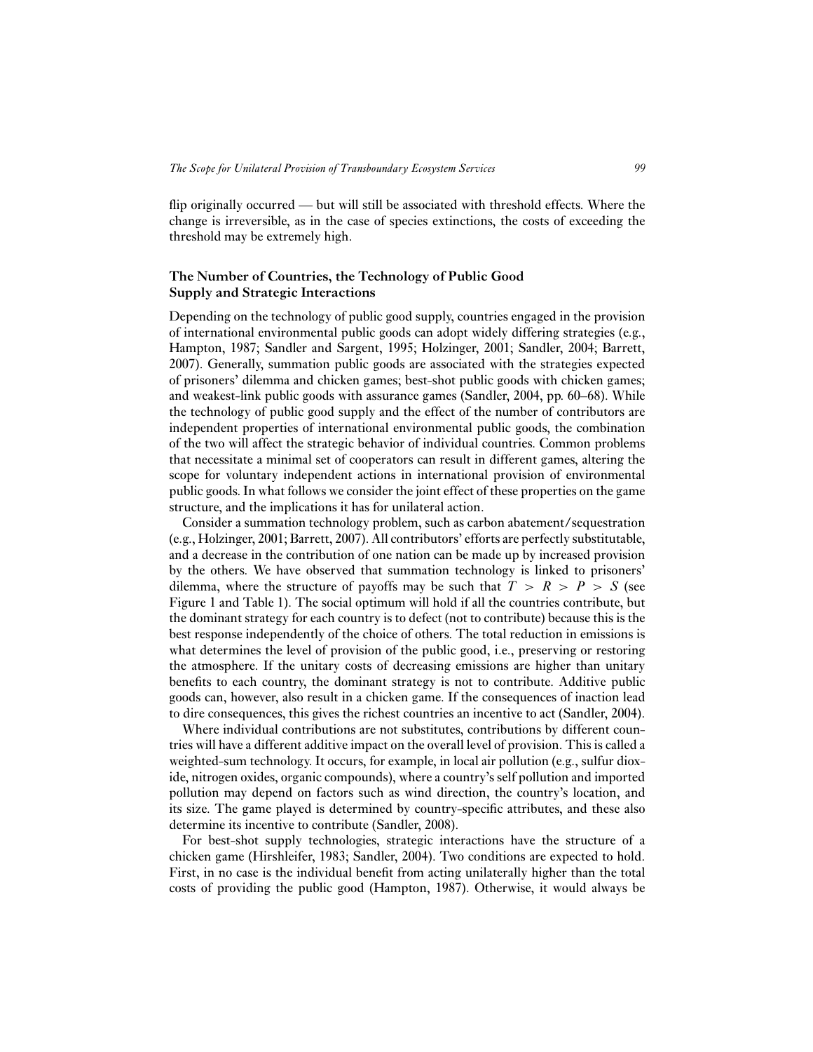flip originally occurred — but will still be associated with threshold effects. Where the change is irreversible, as in the case of species extinctions, the costs of exceeding the threshold may be extremely high.

## The Number of Countries, the Technology of Public Good Supply and Strategic Interactions

Depending on the technology of public good supply, countries engaged in the provision of international environmental public goods can adopt widely differing strategies (e.g., Hampton, 1987; Sandler and Sargent, 1995; Holzinger, 2001; Sandler, 2004; Barrett, 2007). Generally, summation public goods are associated with the strategies expected of prisoners' dilemma and chicken games; best-shot public goods with chicken games; and weakest-link public goods with assurance games (Sandler, 2004, pp. 60–68). While the technology of public good supply and the effect of the number of contributors are independent properties of international environmental public goods, the combination of the two will affect the strategic behavior of individual countries. Common problems that necessitate a minimal set of cooperators can result in different games, altering the scope for voluntary independent actions in international provision of environmental public goods. In what follows we consider the joint effect of these properties on the game structure, and the implications it has for unilateral action.

Consider a summation technology problem, such as carbon abatement/sequestration (e.g., Holzinger, 2001; Barrett, 2007). All contributors' efforts are perfectly substitutable, and a decrease in the contribution of one nation can be made up by increased provision by the others. We have observed that summation technology is linked to prisoners' dilemma, where the structure of payoffs may be such that $T > R > P > S$ (see Figure 1 and Table 1). The social optimum will hold if all the countries contribute, but the dominant strategy for each country is to defect (not to contribute) because this is the best response independently of the choice of others. The total reduction in emissions is what determines the level of provision of the public good, i.e., preserving or restoring the atmosphere. If the unitary costs of decreasing emissions are higher than unitary benefits to each country, the dominant strategy is not to contribute. Additive public goods can, however, also result in a chicken game. If the consequences of inaction lead to dire consequences, this gives the richest countries an incentive to act (Sandler, 2004).

Where individual contributions are not substitutes, contributions by different countries will have a different additive impact on the overall level of provision. This is called a weighted-sum technology. It occurs, for example, in local air pollution (e.g., sulfur dioxide, nitrogen oxides, organic compounds), where a country's self pollution and imported pollution may depend on factors such as wind direction, the country's location, and its size. The game played is determined by country-specific attributes, and these also determine its incentive to contribute (Sandler, 2008).

For best-shot supply technologies, strategic interactions have the structure of a chicken game (Hirshleifer, 1983; Sandler, 2004). Two conditions are expected to hold. First, in no case is the individual benefit from acting unilaterally higher than the total costs of providing the public good (Hampton, 1987). Otherwise, it would always be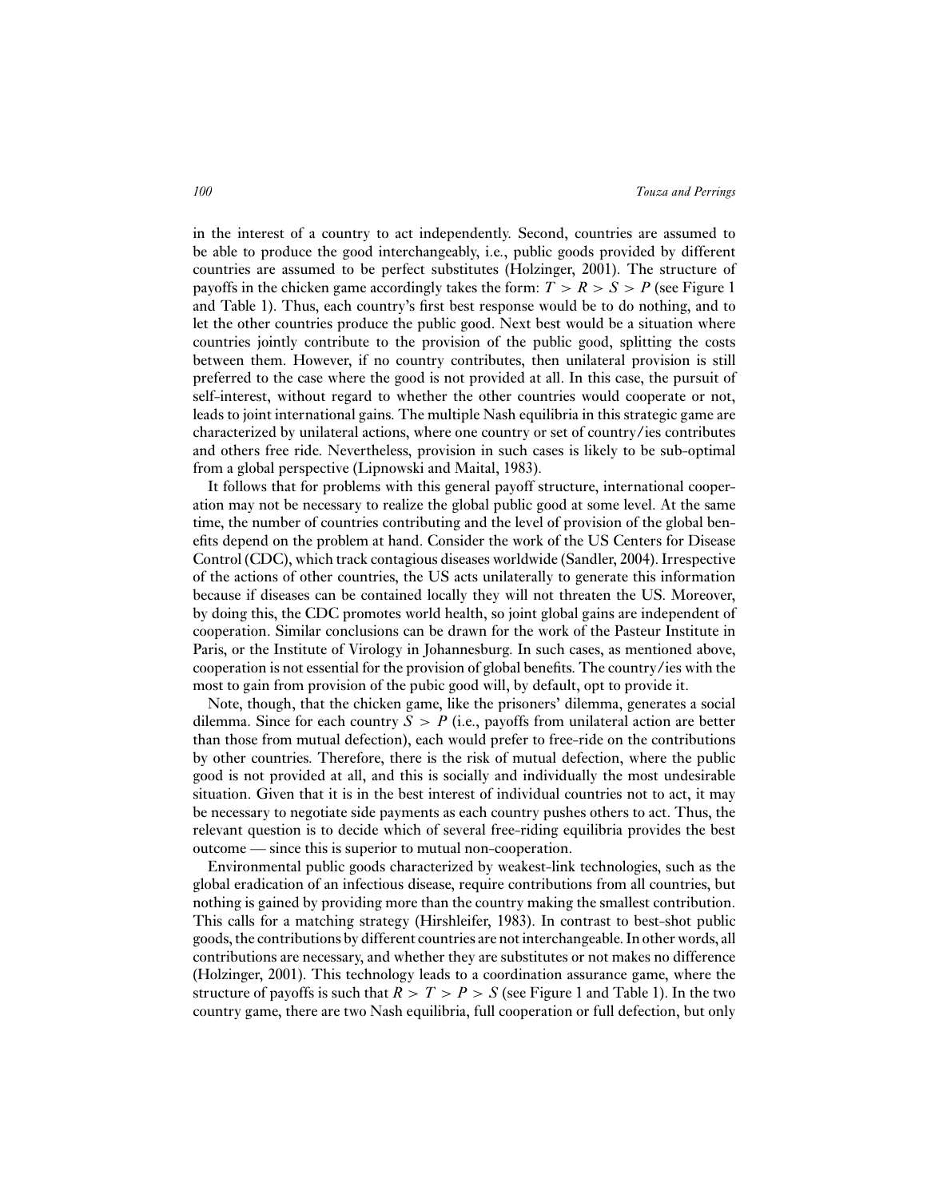in the interest of a country to act independently. Second, countries are assumed to be able to produce the good interchangeably, i.e., public goods provided by different countries are assumed to be perfect substitutes (Holzinger, 2001). The structure of payoffs in the chicken game accordingly takes the form: $T > R > S > P$ (see Figure 1 and Table 1). Thus, each country's first best response would be to do nothing, and to let the other countries produce the public good. Next best would be a situation where countries jointly contribute to the provision of the public good, splitting the costs between them. However, if no country contributes, then unilateral provision is still preferred to the case where the good is not provided at all. In this case, the pursuit of self-interest, without regard to whether the other countries would cooperate or not, leads to joint international gains. The multiple Nash equilibria in this strategic game are characterized by unilateral actions, where one country or set of country/ies contributes and others free ride. Nevertheless, provision in such cases is likely to be sub-optimal from a global perspective (Lipnowski and Maital, 1983).

It follows that for problems with this general payoff structure, international cooperation may not be necessary to realize the global public good at some level. At the same time, the number of countries contributing and the level of provision of the global benefits depend on the problem at hand. Consider the work of the US Centers for Disease Control (CDC), which track contagious diseases worldwide (Sandler, 2004). Irrespective of the actions of other countries, the US acts unilaterally to generate this information because if diseases can be contained locally they will not threaten the US. Moreover, by doing this, the CDC promotes world health, so joint global gains are independent of cooperation. Similar conclusions can be drawn for the work of the Pasteur Institute in Paris, or the Institute of Virology in Johannesburg. In such cases, as mentioned above, cooperation is not essential for the provision of global benefits. The country/ies with the most to gain from provision of the pubic good will, by default, opt to provide it.

Note, though, that the chicken game, like the prisoners' dilemma, generates a social dilemma. Since for each country $S > P$ (i.e., payoffs from unilateral action are better than those from mutual defection), each would prefer to free-ride on the contributions by other countries. Therefore, there is the risk of mutual defection, where the public good is not provided at all, and this is socially and individually the most undesirable situation. Given that it is in the best interest of individual countries not to act, it may be necessary to negotiate side payments as each country pushes others to act. Thus, the relevant question is to decide which of several free-riding equilibria provides the best outcome — since this is superior to mutual non-cooperation.

Environmental public goods characterized by weakest-link technologies, such as the global eradication of an infectious disease, require contributions from all countries, but nothing is gained by providing more than the country making the smallest contribution. This calls for a matching strategy (Hirshleifer, 1983). In contrast to best-shot public goods, the contributions by different countries are not interchangeable. In other words, all contributions are necessary, and whether they are substitutes or not makes no difference (Holzinger, 2001). This technology leads to a coordination assurance game, where the structure of payoffs is such that $R > T > P > S$ (see Figure 1 and Table 1). In the two country game, there are two Nash equilibria, full cooperation or full defection, but only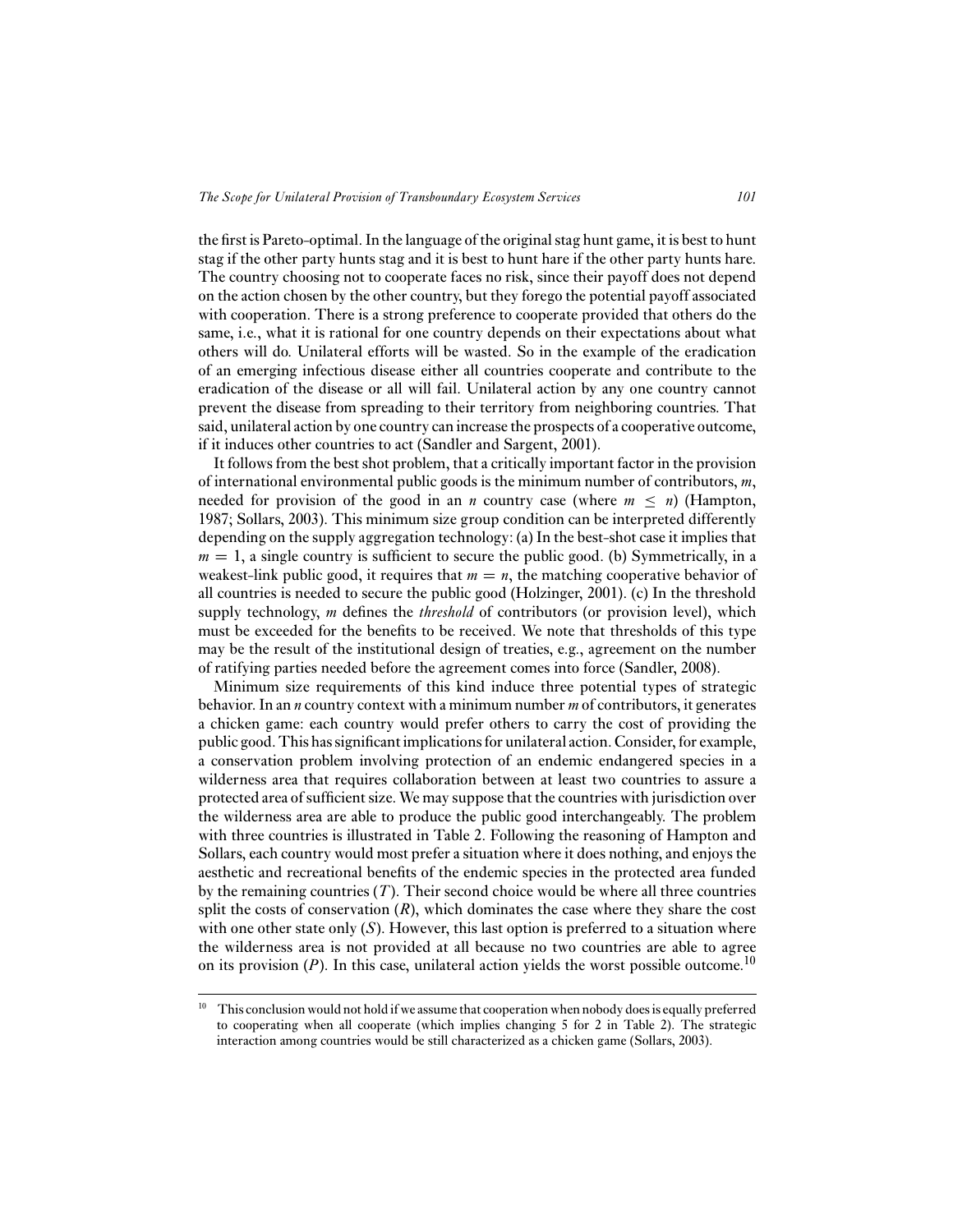the first is Pareto-optimal. In the language of the original stag hunt game, it is best to hunt stag if the other party hunts stag and it is best to hunt hare if the other party hunts hare. The country choosing not to cooperate faces no risk, since their payoff does not depend on the action chosen by the other country, but they forego the potential payoff associated with cooperation. There is a strong preference to cooperate provided that others do the same, i.e., what it is rational for one country depends on their expectations about what others will do. Unilateral efforts will be wasted. So in the example of the eradication of an emerging infectious disease either all countries cooperate and contribute to the eradication of the disease or all will fail. Unilateral action by any one country cannot prevent the disease from spreading to their territory from neighboring countries. That said, unilateral action by one country can increase the prospects of a cooperative outcome, if it induces other countries to act (Sandler and Sargent, 2001).

It follows from the best shot problem, that a critically important factor in the provision of international environmental public goods is the minimum number of contributors, $m$, needed for provision of the good in an $n$ country case (where $m \leq n$) (Hampton, 1987; Sollars, 2003). This minimum size group condition can be interpreted differently depending on the supply aggregation technology: (a) In the best-shot case it implies that $m = 1$, a single country is sufficient to secure the public good. (b) Symmetrically, in a weakest-link public good, it requires that $m = n$, the matching cooperative behavior of all countries is needed to secure the public good (Holzinger, 2001). (c) In the threshold supply technology, $m$ defines the *threshold* of contributors (or provision level), which must be exceeded for the benefits to be received. We note that thresholds of this type may be the result of the institutional design of treaties, e.g., agreement on the number of ratifying parties needed before the agreement comes into force (Sandler, 2008).

Minimum size requirements of this kind induce three potential types of strategic behavior. In an $n$ country context with a minimum number $m$ of contributors, it generates a chicken game: each country would prefer others to carry the cost of providing the public good. This has significant implications for unilateral action. Consider, for example, a conservation problem involving protection of an endemic endangered species in a wilderness area that requires collaboration between at least two countries to assure a protected area of sufficient size. We may suppose that the countries with jurisdiction over the wilderness area are able to produce the public good interchangeably. The problem with three countries is illustrated in Table 2. Following the reasoning of Hampton and Sollars, each country would most prefer a situation where it does nothing, and enjoys the aesthetic and recreational benefits of the endemic species in the protected area funded by the remaining countries ($T$). Their second choice would be where all three countries split the costs of conservation ($R$), which dominates the case where they share the cost with one other state only ($S$). However, this last option is preferred to a situation where the wilderness area is not provided at all because no two countries are able to agree on its provision ($P$). In this case, unilateral action yields the worst possible outcome.[10]

[10] This conclusion would not hold if we assume that cooperation when nobody does is equally preferred to cooperating when all cooperate (which implies changing 5 for 2 in Table 2). The strategic interaction among countries would be still characterized as a chicken game (Sollars, 2003).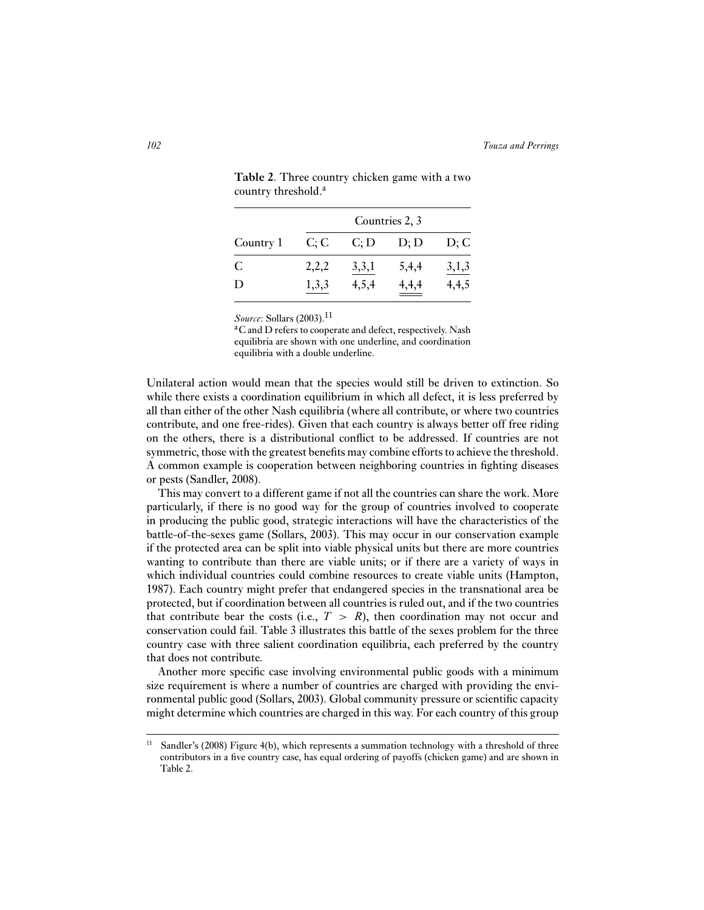**Table 2**. Three country chicken game with a two country threshold.[a]

| | Countries 2, 3 | | | |
|---|---|---|---|---|
| Country 1 | C; C | C; D | D; D | D; C |
| C | 2,2,2 | <u>3,3,1</u> | 5,4,4 | <u>3,1,3</u> |
| D | <u>1,3,3</u> | 4,5,4 | <u><u>4,4,4</u></u> | 4,4,5 |

*Source*: Sollars (2003).[11]

[a] C and D refers to cooperate and defect, respectively. Nash equilibria are shown with one underline, and coordination equilibria with a double underline.

Unilateral action would mean that the species would still be driven to extinction. So while there exists a coordination equilibrium in which all defect, it is less preferred by all than either of the other Nash equilibria (where all contribute, or where two countries contribute, and one free-rides). Given that each country is always better off free riding on the others, there is a distributional conflict to be addressed. If countries are not symmetric, those with the greatest benefits may combine efforts to achieve the threshold. A common example is cooperation between neighboring countries in fighting diseases or pests (Sandler, 2008).

This may convert to a different game if not all the countries can share the work. More particularly, if there is no good way for the group of countries involved to cooperate in producing the public good, strategic interactions will have the characteristics of the battle-of-the-sexes game (Sollars, 2003). This may occur in our conservation example if the protected area can be split into viable physical units but there are more countries wanting to contribute than there are viable units; or if there are a variety of ways in which individual countries could combine resources to create viable units (Hampton, 1987). Each country might prefer that endangered species in the transnational area be protected, but if coordination between all countries is ruled out, and if the two countries that contribute bear the costs (i.e., $T > R$), then coordination may not occur and conservation could fail. Table 3 illustrates this battle of the sexes problem for the three country case with three salient coordination equilibria, each preferred by the country that does not contribute.

Another more specific case involving environmental public goods with a minimum size requirement is where a number of countries are charged with providing the environmental public good (Sollars, 2003). Global community pressure or scientific capacity might determine which countries are charged in this way. For each country of this group

[11] Sandler's (2008) Figure 4(b), which represents a summation technology with a threshold of three contributors in a five country case, has equal ordering of payoffs (chicken game) and are shown in Table 2.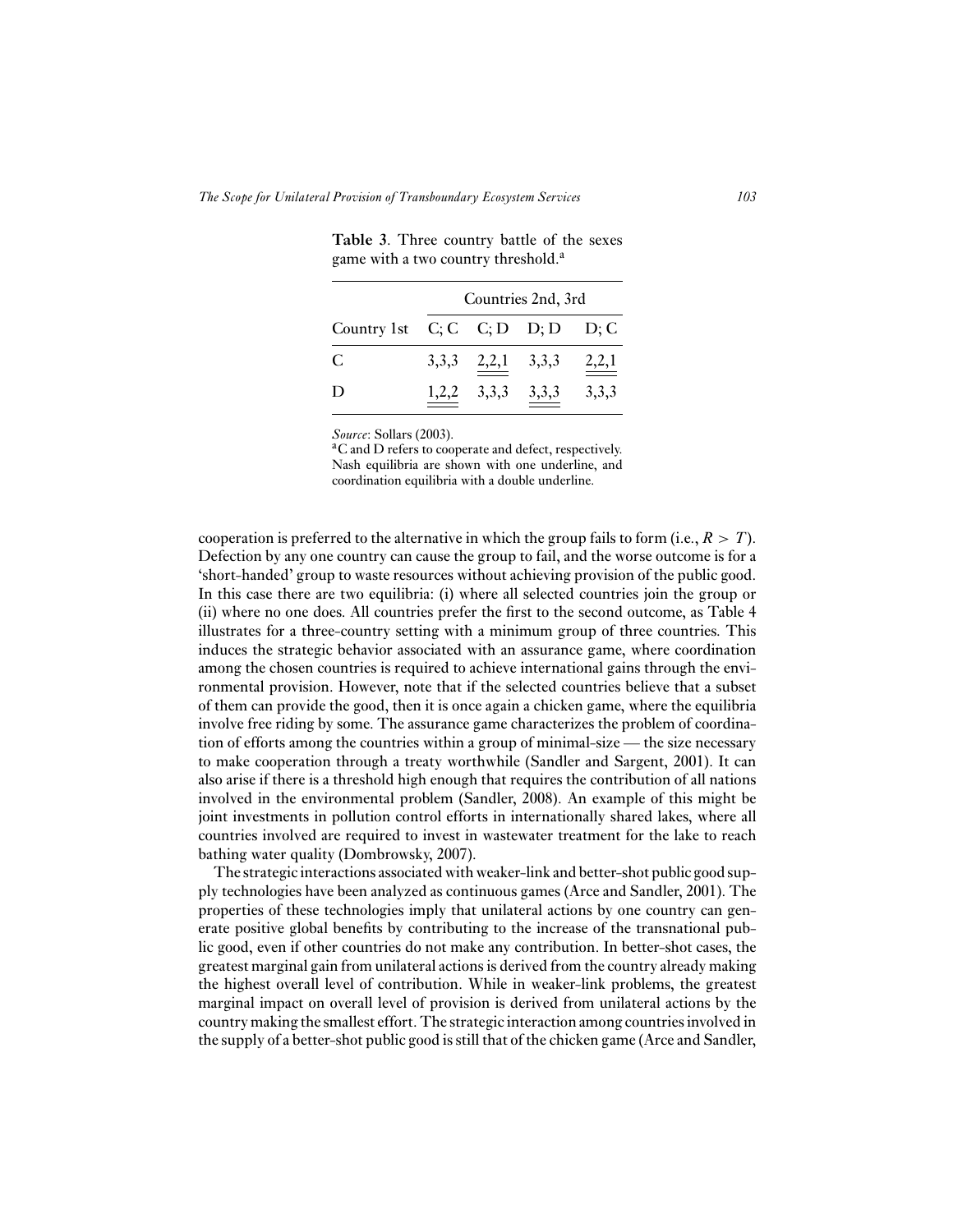**Table 3**. Three country battle of the sexes game with a two country threshold.[a]

| | Countries 2nd, 3rd | | | |
|---|---|---|---|---|
| Country 1st | C; C | C; D | D; D | D; C |
| C | 3,3,3 | 2,2,1 | 3,3,3 | 2,2,1 |
| D | 1,2,2 | 3,3,3 | 3,3,3 | 3,3,3 |

*Source*: Sollars (2003).

[a]C and D refers to cooperate and defect, respectively. Nash equilibria are shown with one underline, and coordination equilibria with a double underline.

cooperation is preferred to the alternative in which the group fails to form (i.e., $R > T$). Defection by any one country can cause the group to fail, and the worse outcome is for a 'short-handed' group to waste resources without achieving provision of the public good. In this case there are two equilibria: (i) where all selected countries join the group or (ii) where no one does. All countries prefer the first to the second outcome, as Table 4 illustrates for a three-country setting with a minimum group of three countries. This induces the strategic behavior associated with an assurance game, where coordination among the chosen countries is required to achieve international gains through the environmental provision. However, note that if the selected countries believe that a subset of them can provide the good, then it is once again a chicken game, where the equilibria involve free riding by some. The assurance game characterizes the problem of coordination of efforts among the countries within a group of minimal-size — the size necessary to make cooperation through a treaty worthwhile (Sandler and Sargent, 2001). It can also arise if there is a threshold high enough that requires the contribution of all nations involved in the environmental problem (Sandler, 2008). An example of this might be joint investments in pollution control efforts in internationally shared lakes, where all countries involved are required to invest in wastewater treatment for the lake to reach bathing water quality (Dombrowsky, 2007).

The strategic interactions associated with weaker-link and better-shot public good supply technologies have been analyzed as continuous games (Arce and Sandler, 2001). The properties of these technologies imply that unilateral actions by one country can generate positive global benefits by contributing to the increase of the transnational public good, even if other countries do not make any contribution. In better-shot cases, the greatest marginal gain from unilateral actions is derived from the country already making the highest overall level of contribution. While in weaker-link problems, the greatest marginal impact on overall level of provision is derived from unilateral actions by the country making the smallest effort. The strategic interaction among countries involved in the supply of a better-shot public good is still that of the chicken game (Arce and Sandler,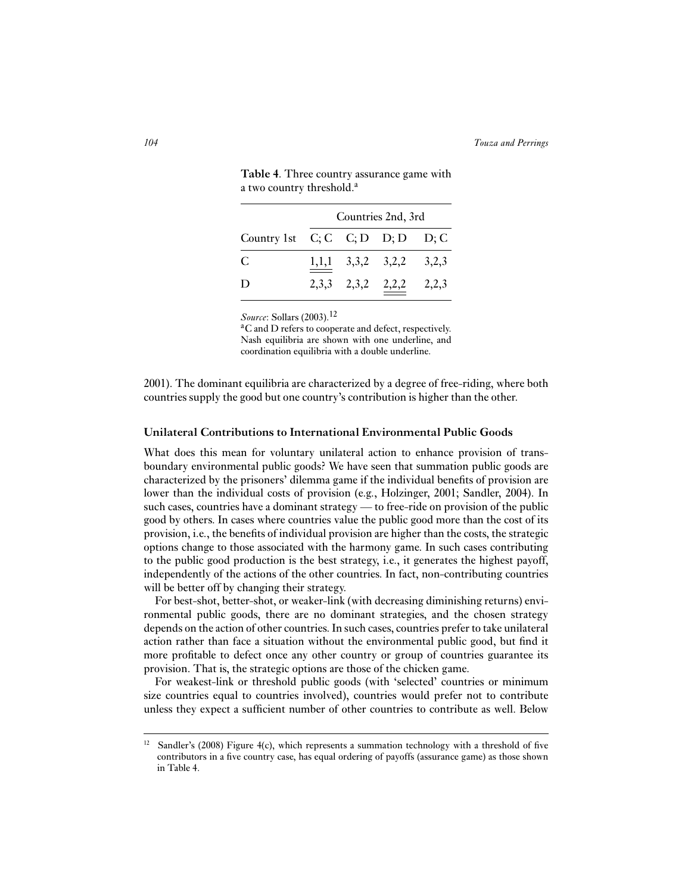**Table 4**. Three country assurance game with a two country threshold.[a]

| | Countries 2nd, 3rd | | | |
|---|---|---|---|---|
| Country 1st | C; C | C; D | D; D | D; C |
| C | 1,1,1 | 3,3,2 | 3,2,2 | 3,2,3 |
| D | 2,3,3 | 2,3,2 | 2,2,2 | 2,2,3 |

*Source*: Sollars (2003).[12]

[a]C and D refers to cooperate and defect, respectively. Nash equilibria are shown with one underline, and coordination equilibria with a double underline.

2001). The dominant equilibria are characterized by a degree of free-riding, where both countries supply the good but one country's contribution is higher than the other.

### Unilateral Contributions to International Environmental Public Goods

What does this mean for voluntary unilateral action to enhance provision of transboundary environmental public goods? We have seen that summation public goods are characterized by the prisoners' dilemma game if the individual benefits of provision are lower than the individual costs of provision (e.g., Holzinger, 2001; Sandler, 2004). In such cases, countries have a dominant strategy — to free-ride on provision of the public good by others. In cases where countries value the public good more than the cost of its provision, i.e., the benefits of individual provision are higher than the costs, the strategic options change to those associated with the harmony game. In such cases contributing to the public good production is the best strategy, i.e., it generates the highest payoff, independently of the actions of the other countries. In fact, non-contributing countries will be better off by changing their strategy.

For best-shot, better-shot, or weaker-link (with decreasing diminishing returns) environmental public goods, there are no dominant strategies, and the chosen strategy depends on the action of other countries. In such cases, countries prefer to take unilateral action rather than face a situation without the environmental public good, but find it more profitable to defect once any other country or group of countries guarantee its provision. That is, the strategic options are those of the chicken game.

For weakest-link or threshold public goods (with 'selected' countries or minimum size countries equal to countries involved), countries would prefer not to contribute unless they expect a sufficient number of other countries to contribute as well. Below

---

[12] Sandler's (2008) Figure 4(c), which represents a summation technology with a threshold of five contributors in a five country case, has equal ordering of payoffs (assurance game) as those shown in Table 4.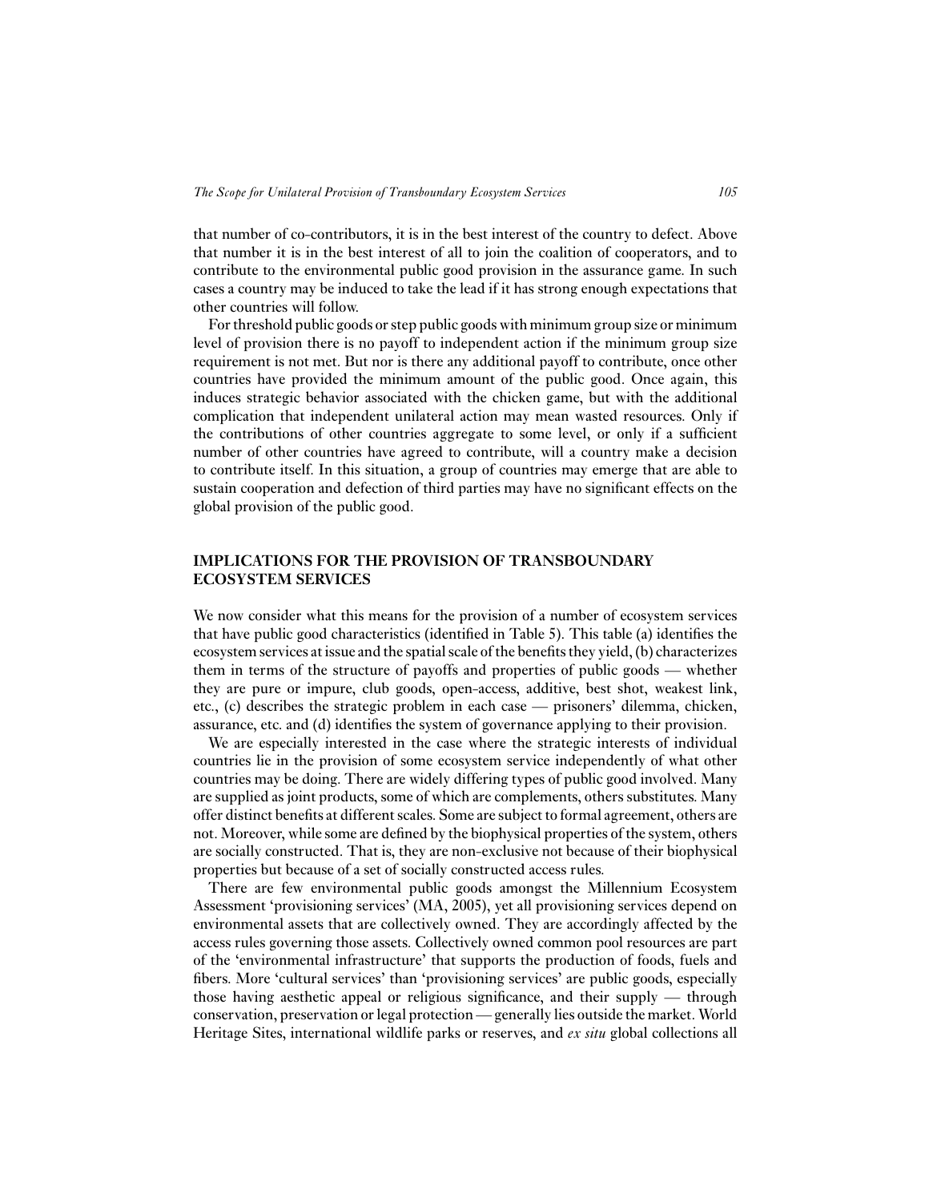that number of co-contributors, it is in the best interest of the country to defect. Above that number it is in the best interest of all to join the coalition of cooperators, and to contribute to the environmental public good provision in the assurance game. In such cases a country may be induced to take the lead if it has strong enough expectations that other countries will follow.

For threshold public goods or step public goods with minimum group size or minimum level of provision there is no payoff to independent action if the minimum group size requirement is not met. But nor is there any additional payoff to contribute, once other countries have provided the minimum amount of the public good. Once again, this induces strategic behavior associated with the chicken game, but with the additional complication that independent unilateral action may mean wasted resources. Only if the contributions of other countries aggregate to some level, or only if a sufficient number of other countries have agreed to contribute, will a country make a decision to contribute itself. In this situation, a group of countries may emerge that are able to sustain cooperation and defection of third parties may have no significant effects on the global provision of the public good.

## IMPLICATIONS FOR THE PROVISION OF TRANSBOUNDARY ECOSYSTEM SERVICES

We now consider what this means for the provision of a number of ecosystem services that have public good characteristics (identified in Table 5). This table (a) identifies the ecosystem services at issue and the spatial scale of the benefits they yield, (b) characterizes them in terms of the structure of payoffs and properties of public goods — whether they are pure or impure, club goods, open-access, additive, best shot, weakest link, etc., (c) describes the strategic problem in each case — prisoners' dilemma, chicken, assurance, etc. and (d) identifies the system of governance applying to their provision.

We are especially interested in the case where the strategic interests of individual countries lie in the provision of some ecosystem service independently of what other countries may be doing. There are widely differing types of public good involved. Many are supplied as joint products, some of which are complements, others substitutes. Many offer distinct benefits at different scales. Some are subject to formal agreement, others are not. Moreover, while some are defined by the biophysical properties of the system, others are socially constructed. That is, they are non-exclusive not because of their biophysical properties but because of a set of socially constructed access rules.

There are few environmental public goods amongst the Millennium Ecosystem Assessment 'provisioning services' (MA, 2005), yet all provisioning services depend on environmental assets that are collectively owned. They are accordingly affected by the access rules governing those assets. Collectively owned common pool resources are part of the 'environmental infrastructure' that supports the production of foods, fuels and fibers. More 'cultural services' than 'provisioning services' are public goods, especially those having aesthetic appeal or religious significance, and their supply — through conservation, preservation or legal protection — generally lies outside the market. World Heritage Sites, international wildlife parks or reserves, and *ex situ* global collections all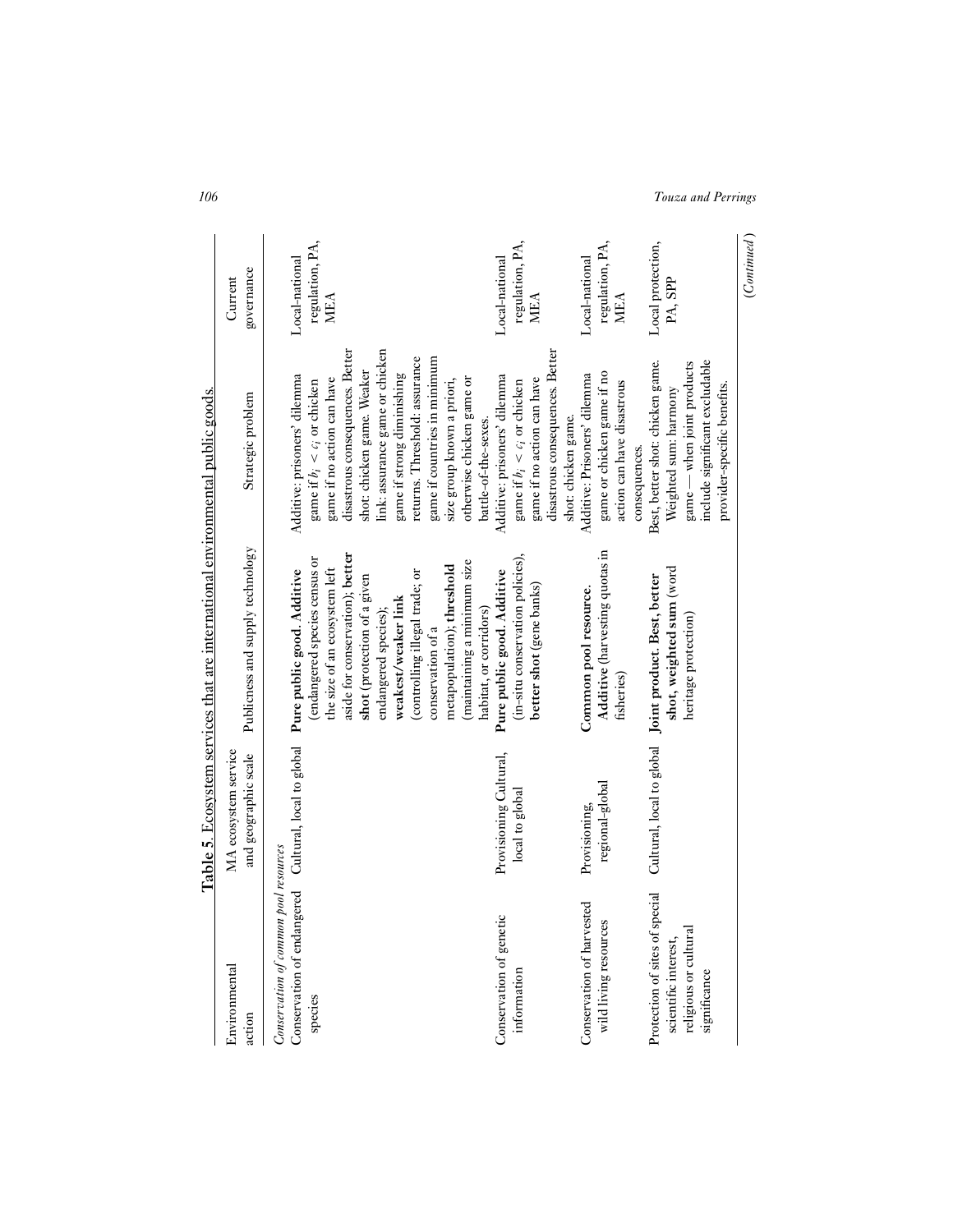**Table 5.** Ecosystem services that are international environmental public goods.

| Environmental action | MA ecosystem service and geographic scale | Publicness and supply technology | Strategic problem | Current governance |
|---|---|---|---|---|
| *Conservation of common pool resources* | | | | |
| Conservation of endangered species | Cultural, local to global | **Pure public good. Additive** (endangered species census or the size of an ecosystem left aside for conservation); **better shot** (protection of a given endangered species); **weakest/weaker link** (controlling illegal trade; or conservation of a metapopulation); **threshold** (maintaining a minimum size habitat, or corridors) | Additive: prisoners' dilemma game if $b_i < c_i$ or chicken game if no action can have disastrous consequences. Better shot: chicken game. Weaker link: assurance game or chicken game if strong diminishing returns. Threshold: assurance game if countries in minimum size group known a priori, otherwise chicken game or battle-of-the-sexes. | Local-national regulation, PA, MEA |
| Conservation of genetic information | Provisioning Cultural, local to global | **Pure public good. Additive** (in-situ conservation policies), **better shot** (gene banks) | Additive: prisoners' dilemma game if $b_i < c_i$ or chicken game if no action can have disastrous consequences. Better shot: chicken game. | Local-national regulation, PA, MEA |
| Conservation of harvested wild living resources | Provisioning, regional-global | **Common pool resource. Additive** (harvesting quotas in fisheries) | Additive: Prisoners' dilemma game or chicken game if no action can have disastrous consequences. | Local-national regulation, PA, MEA |
| Protection of sites of special scientific interest, religious or cultural significance | Cultural, local to global | **Joint product. Best, better shot, weighted sum** (world heritage protection) | Best, better shot: chicken game. Weighted sum: harmony game — when joint products include significant excludable provider-specific benefits. | Local protection, PA, SPP |

(*Continued*)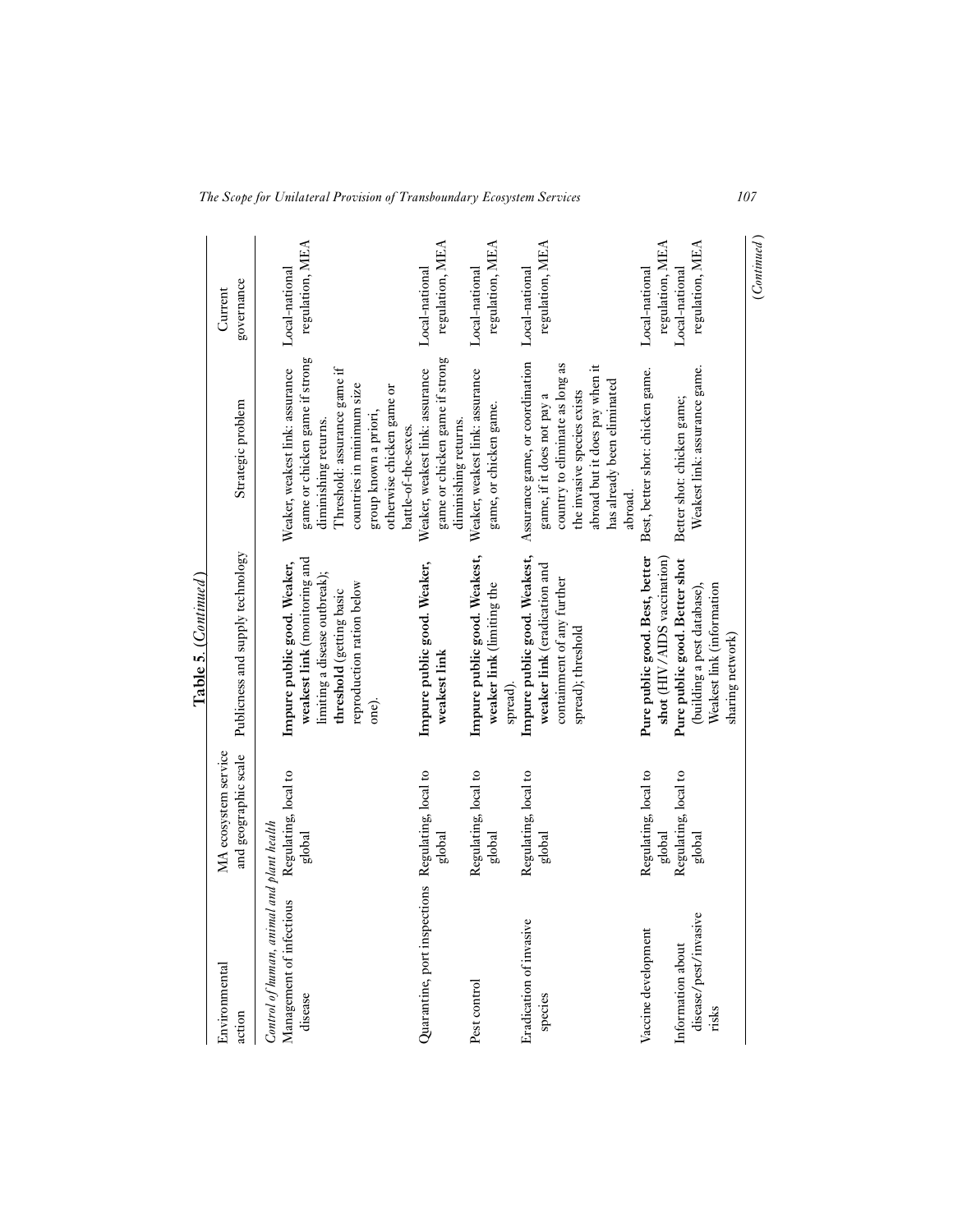**Table 5.** (*Continued*)

| Environmental action | MA ecosystem service and geographic scale | Publicness and supply technology | Strategic problem | Current governance |
|---|---|---|---|---|
| *Control of human, animal and plant health* | | | | |
| Management of infectious disease | Regulating, local to global | **Impure public good. Weaker, weakest link** (monitoring and limiting a disease outbreak); **threshold** (getting basic reproduction ration below one). | Weaker, weakest link: assurance game or chicken game if strong diminishing returns. Threshold: assurance game if countries in minimum size group known a priori, otherwise chicken game or battle-of-the-sexes. | Local-national regulation, MEA |
| Quarantine, port inspections | Regulating, local to global | **Impure public good. Weaker, weakest link** | Weaker, weakest link: assurance game or chicken game if strong diminishing returns. | Local-national regulation, MEA |
| Pest control | Regulating, local to global | **Impure public good. Weakest, weaker link** (limiting the spread). | Weaker, weakest link: assurance game, or chicken game. | Local-national regulation, MEA |
| Eradication of invasive species | Regulating, local to global | **Impure public good. Weakest, weaker link** (eradication and containment of any further spread); threshold | Assurance game, or coordination game, if it does not pay a country to eliminate as long as the invasive species exists abroad but it does pay when it has already been eliminated abroad. | Local-national regulation, MEA |
| Vaccine development | Regulating, local to global | **Pure public good. Best, better shot** (HIV/AIDS vaccination) | Best, better shot: chicken game. | Local-national regulation, MEA |
| Information about disease/pest/invasive risks | Regulating, local to global | **Pure public good. Better shot** (building a pest database). Weakest link (information sharing network) | Better shot: chicken game; Weakest link: assurance game. | Local-national regulation, MEA |

(*Continued*)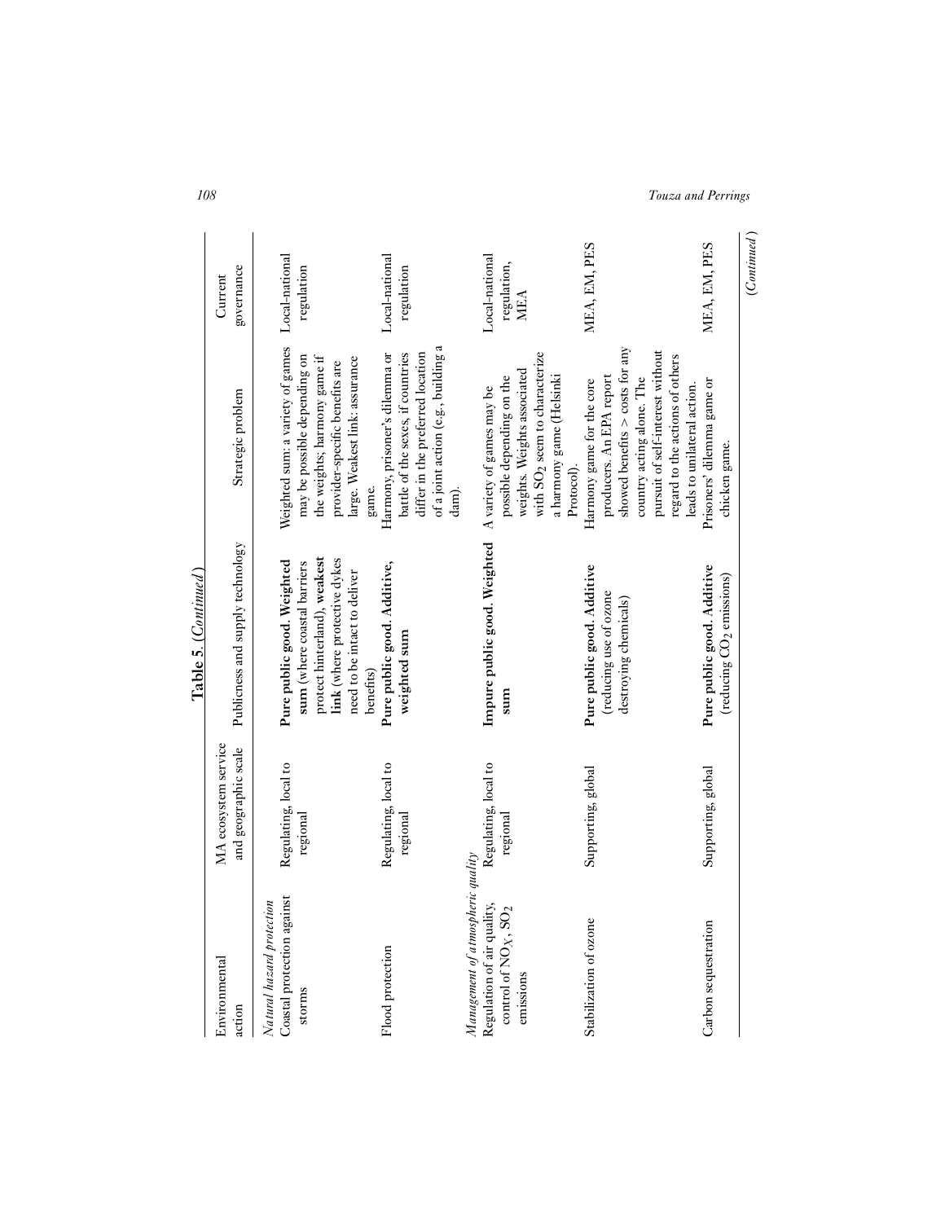**Table 5.** (*Continued*)

| Environmental action | MA ecosystem service and geographic scale | Publicness and supply technology | Strategic problem | Current governance |
|---|---|---|---|---|
| *Natural hazard protection* | | | | |
| Coastal protection against storms | Regulating, local to regional | **Pure public good. Weighted sum** (where coastal barriers protect hinterland), **weakest link** (where protective dykes need to be intact to deliver benefits) | Weighted sum: a variety of games may be possible depending on the weights; harmony game if provider-specific benefits are large. Weakest link: assurance game. | Local-national regulation |
| Flood protection | Regulating, local to regional | **Pure public good. Additive, weighted sum** | Harmony, prisoner's dilemma or battle of the sexes, if countries differ in the preferred location of a joint action (e.g., building a dam). | Local-national regulation |
| *Management of atmospheric quality* | | | | |
| Regulation of air quality, control of $NO_X$, $SO_2$ emissions | Regulating, local to regional | **Impure public good. Weighted sum** | A variety of games may be possible depending on the weights. Weights associated with $SO_2$ seem to characterize a harmony game (Helsinki Protocol). | Local-national regulation, MEA |
| Stabilization of ozone | Supporting, global | **Pure public good. Additive** (reducing use of ozone destroying chemicals) | Harmony game for the core producers. An EPA report showed benefits > costs for any country acting alone. The pursuit of self-interest without regard to the actions of others leads to unilateral action. | MEA, EM, PES |
| Carbon sequestration | Supporting, global | **Pure public good. Additive** (reducing $CO_2$ emissions) | Prisoners' dilemma game or chicken game. | MEA, EM, PES |

(*Continued*)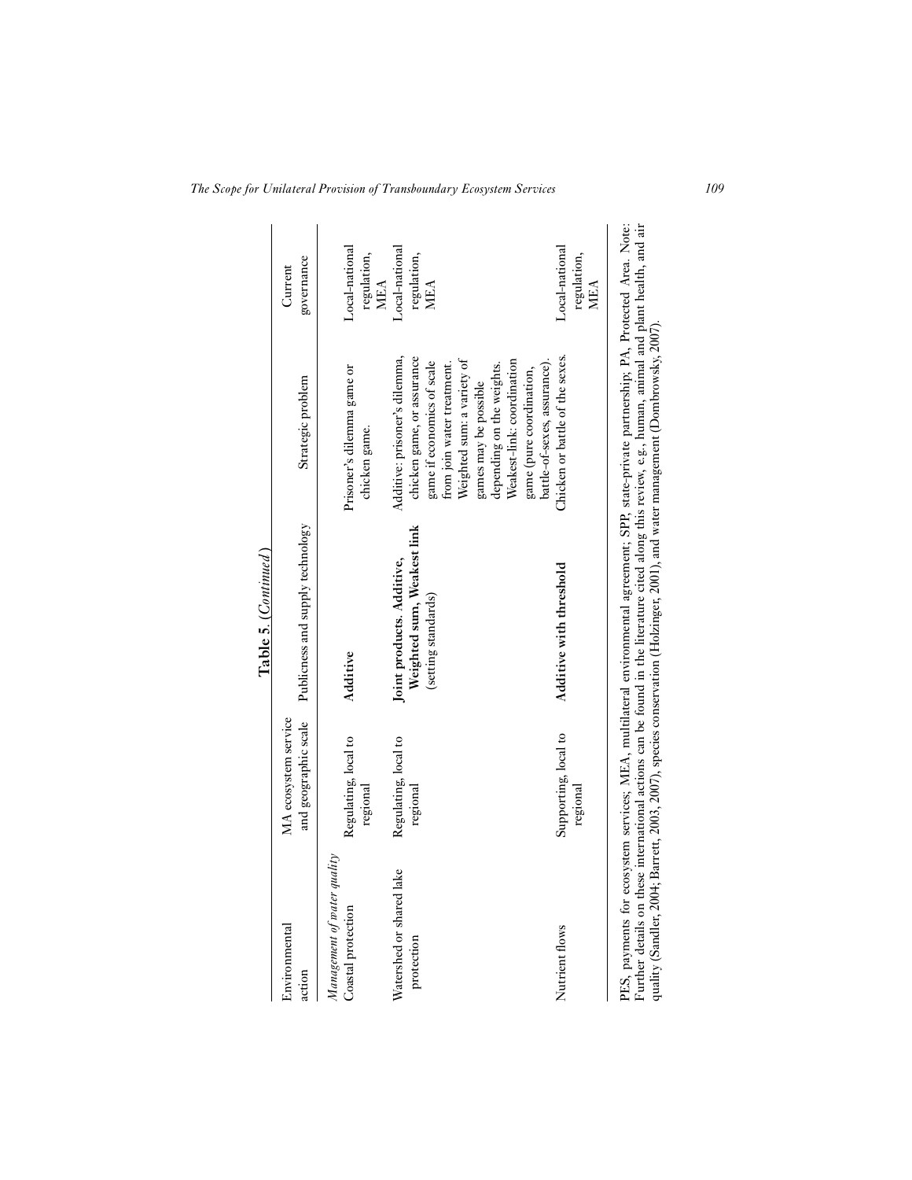**Table 5.** (*Continued*)

| Environmental action | MA ecosystem service and geographic scale | Publicness and supply technology | Strategic problem | Current governance |
|---|---|---|---|---|
| *Management of water quality* | | | | |
| Coastal protection | Regulating, local to regional | **Additive** | Prisoner's dilemma game or chicken game. | Local-national regulation, MEA |
| Watershed or shared lake protection | Regulating, local to regional | **Joint products. Additive, Weighted sum, Weakest link** (setting standards) | Additive: prisoner's dilemma, chicken game, or assurance game if economics of scale from join water treatment. Weighted sum: a variety of games may be possible depending on the weights. Weakest-link: coordination game (pure coordination, battle-of-sexes, assurance). | Local-national regulation, MEA |
| Nutrient flows | Supporting, local to regional | **Additive with threshold** | Chicken or battle of the sexes. | Local-national regulation, MEA |

PES, payments for ecosystem services; MEA, multilateral environmental agreement; SPP, state-private partnership; PA, Protected Area. Note: Further details on these international actions can be found in the literature cited along this review, e.g., human, animal and plant health, and air quality (Sandler, 2004; Barrett, 2003, 2007), species conservation (Holzinger, 2001), and water management (Dombrowsky, 2007).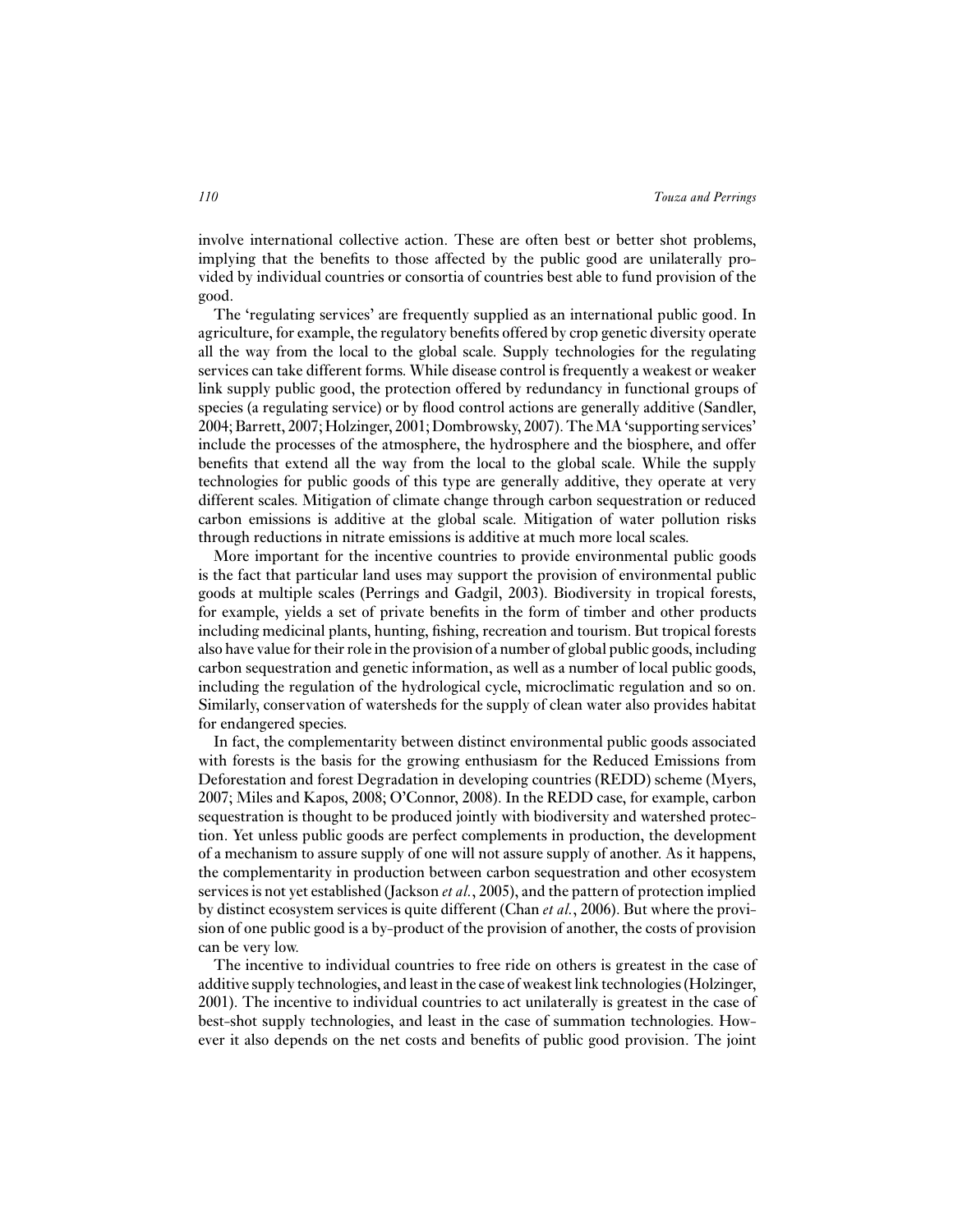involve international collective action. These are often best or better shot problems, implying that the benefits to those affected by the public good are unilaterally provided by individual countries or consortia of countries best able to fund provision of the good.

The 'regulating services' are frequently supplied as an international public good. In agriculture, for example, the regulatory benefits offered by crop genetic diversity operate all the way from the local to the global scale. Supply technologies for the regulating services can take different forms. While disease control is frequently a weakest or weaker link supply public good, the protection offered by redundancy in functional groups of species (a regulating service) or by flood control actions are generally additive (Sandler, 2004; Barrett, 2007; Holzinger, 2001; Dombrowsky, 2007). The MA 'supporting services' include the processes of the atmosphere, the hydrosphere and the biosphere, and offer benefits that extend all the way from the local to the global scale. While the supply technologies for public goods of this type are generally additive, they operate at very different scales. Mitigation of climate change through carbon sequestration or reduced carbon emissions is additive at the global scale. Mitigation of water pollution risks through reductions in nitrate emissions is additive at much more local scales.

More important for the incentive countries to provide environmental public goods is the fact that particular land uses may support the provision of environmental public goods at multiple scales (Perrings and Gadgil, 2003). Biodiversity in tropical forests, for example, yields a set of private benefits in the form of timber and other products including medicinal plants, hunting, fishing, recreation and tourism. But tropical forests also have value for their role in the provision of a number of global public goods, including carbon sequestration and genetic information, as well as a number of local public goods, including the regulation of the hydrological cycle, microclimatic regulation and so on. Similarly, conservation of watersheds for the supply of clean water also provides habitat for endangered species.

In fact, the complementarity between distinct environmental public goods associated with forests is the basis for the growing enthusiasm for the Reduced Emissions from Deforestation and forest Degradation in developing countries (REDD) scheme (Myers, 2007; Miles and Kapos, 2008; O'Connor, 2008). In the REDD case, for example, carbon sequestration is thought to be produced jointly with biodiversity and watershed protection. Yet unless public goods are perfect complements in production, the development of a mechanism to assure supply of one will not assure supply of another. As it happens, the complementarity in production between carbon sequestration and other ecosystem services is not yet established (Jackson *et al.*, 2005), and the pattern of protection implied by distinct ecosystem services is quite different (Chan *et al.*, 2006). But where the provision of one public good is a by-product of the provision of another, the costs of provision can be very low.

The incentive to individual countries to free ride on others is greatest in the case of additive supply technologies, and least in the case of weakest link technologies (Holzinger, 2001). The incentive to individual countries to act unilaterally is greatest in the case of best-shot supply technologies, and least in the case of summation technologies. However it also depends on the net costs and benefits of public good provision. The joint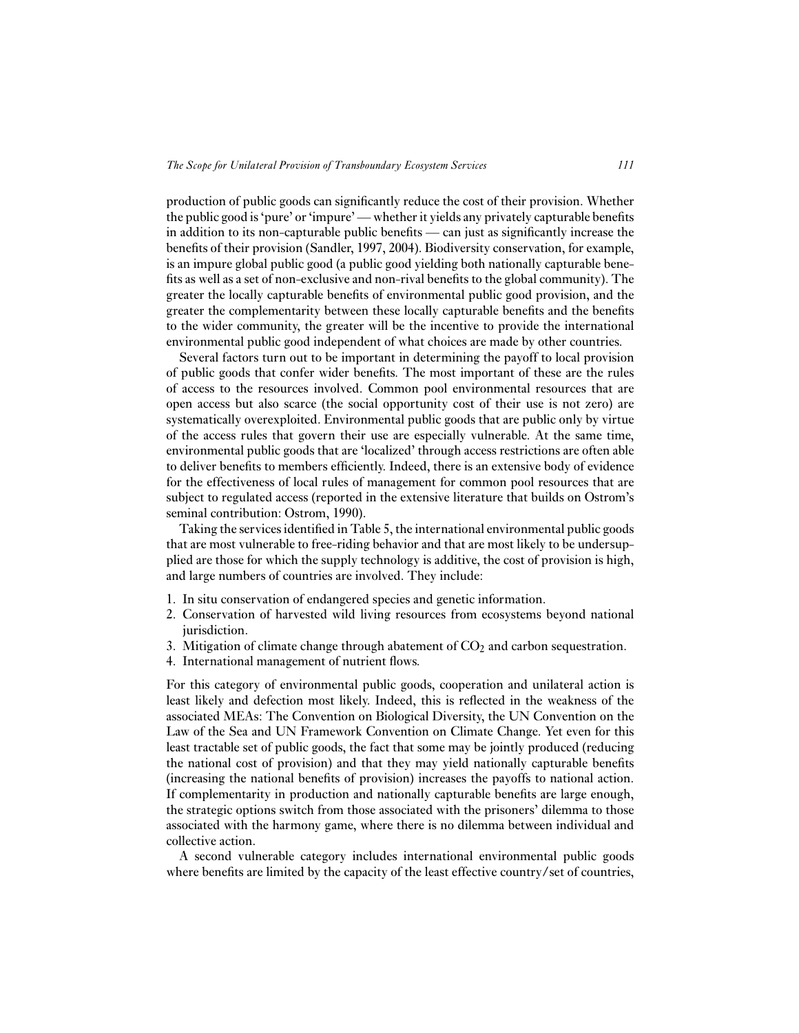production of public goods can significantly reduce the cost of their provision. Whether the public good is 'pure' or 'impure' — whether it yields any privately capturable benefits in addition to its non-capturable public benefits — can just as significantly increase the benefits of their provision (Sandler, 1997, 2004). Biodiversity conservation, for example, is an impure global public good (a public good yielding both nationally capturable benefits as well as a set of non-exclusive and non-rival benefits to the global community). The greater the locally capturable benefits of environmental public good provision, and the greater the complementarity between these locally capturable benefits and the benefits to the wider community, the greater will be the incentive to provide the international environmental public good independent of what choices are made by other countries.

Several factors turn out to be important in determining the payoff to local provision of public goods that confer wider benefits. The most important of these are the rules of access to the resources involved. Common pool environmental resources that are open access but also scarce (the social opportunity cost of their use is not zero) are systematically overexploited. Environmental public goods that are public only by virtue of the access rules that govern their use are especially vulnerable. At the same time, environmental public goods that are 'localized' through access restrictions are often able to deliver benefits to members efficiently. Indeed, there is an extensive body of evidence for the effectiveness of local rules of management for common pool resources that are subject to regulated access (reported in the extensive literature that builds on Ostrom's seminal contribution: Ostrom, 1990).

Taking the services identified in Table 5, the international environmental public goods that are most vulnerable to free-riding behavior and that are most likely to be undersupplied are those for which the supply technology is additive, the cost of provision is high, and large numbers of countries are involved. They include:

1. In situ conservation of endangered species and genetic information.
2. Conservation of harvested wild living resources from ecosystems beyond national jurisdiction.
3. Mitigation of climate change through abatement of $CO_2$ and carbon sequestration.
4. International management of nutrient flows.

For this category of environmental public goods, cooperation and unilateral action is least likely and defection most likely. Indeed, this is reflected in the weakness of the associated MEAs: The Convention on Biological Diversity, the UN Convention on the Law of the Sea and UN Framework Convention on Climate Change. Yet even for this least tractable set of public goods, the fact that some may be jointly produced (reducing the national cost of provision) and that they may yield nationally capturable benefits (increasing the national benefits of provision) increases the payoffs to national action. If complementarity in production and nationally capturable benefits are large enough, the strategic options switch from those associated with the prisoners' dilemma to those associated with the harmony game, where there is no dilemma between individual and collective action.

A second vulnerable category includes international environmental public goods where benefits are limited by the capacity of the least effective country/set of countries,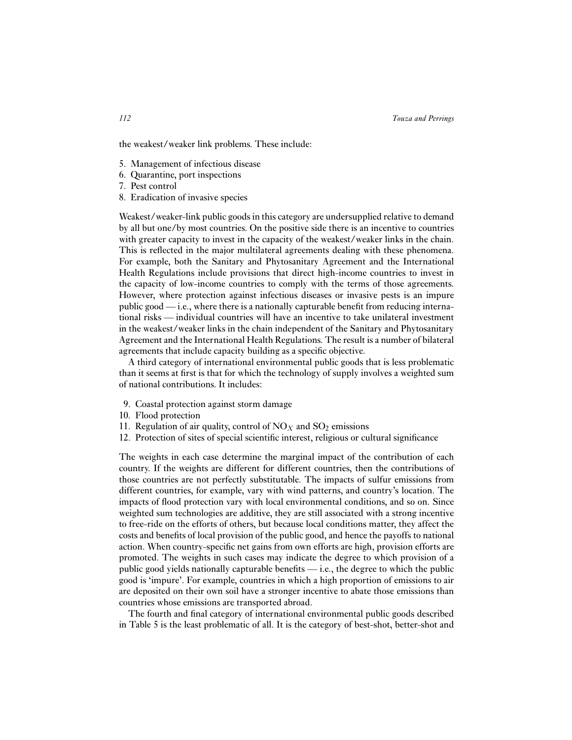the weakest/weaker link problems. These include:

5. Management of infectious disease
6. Quarantine, port inspections
7. Pest control
8. Eradication of invasive species

Weakest/weaker-link public goods in this category are undersupplied relative to demand by all but one/by most countries. On the positive side there is an incentive to countries with greater capacity to invest in the capacity of the weakest/weaker links in the chain. This is reflected in the major multilateral agreements dealing with these phenomena. For example, both the Sanitary and Phytosanitary Agreement and the International Health Regulations include provisions that direct high-income countries to invest in the capacity of low-income countries to comply with the terms of those agreements. However, where protection against infectious diseases or invasive pests is an impure public good — i.e., where there is a nationally capturable benefit from reducing international risks — individual countries will have an incentive to take unilateral investment in the weakest/weaker links in the chain independent of the Sanitary and Phytosanitary Agreement and the International Health Regulations. The result is a number of bilateral agreements that include capacity building as a specific objective.

A third category of international environmental public goods that is less problematic than it seems at first is that for which the technology of supply involves a weighted sum of national contributions. It includes:

9. Coastal protection against storm damage
10. Flood protection
11. Regulation of air quality, control of $NO_X$ and $SO_2$ emissions
12. Protection of sites of special scientific interest, religious or cultural significance

The weights in each case determine the marginal impact of the contribution of each country. If the weights are different for different countries, then the contributions of those countries are not perfectly substitutable. The impacts of sulfur emissions from different countries, for example, vary with wind patterns, and country's location. The impacts of flood protection vary with local environmental conditions, and so on. Since weighted sum technologies are additive, they are still associated with a strong incentive to free-ride on the efforts of others, but because local conditions matter, they affect the costs and benefits of local provision of the public good, and hence the payoffs to national action. When country-specific net gains from own efforts are high, provision efforts are promoted. The weights in such cases may indicate the degree to which provision of a public good yields nationally capturable benefits — i.e., the degree to which the public good is 'impure'. For example, countries in which a high proportion of emissions to air are deposited on their own soil have a stronger incentive to abate those emissions than countries whose emissions are transported abroad.

The fourth and final category of international environmental public goods described in Table 5 is the least problematic of all. It is the category of best-shot, better-shot and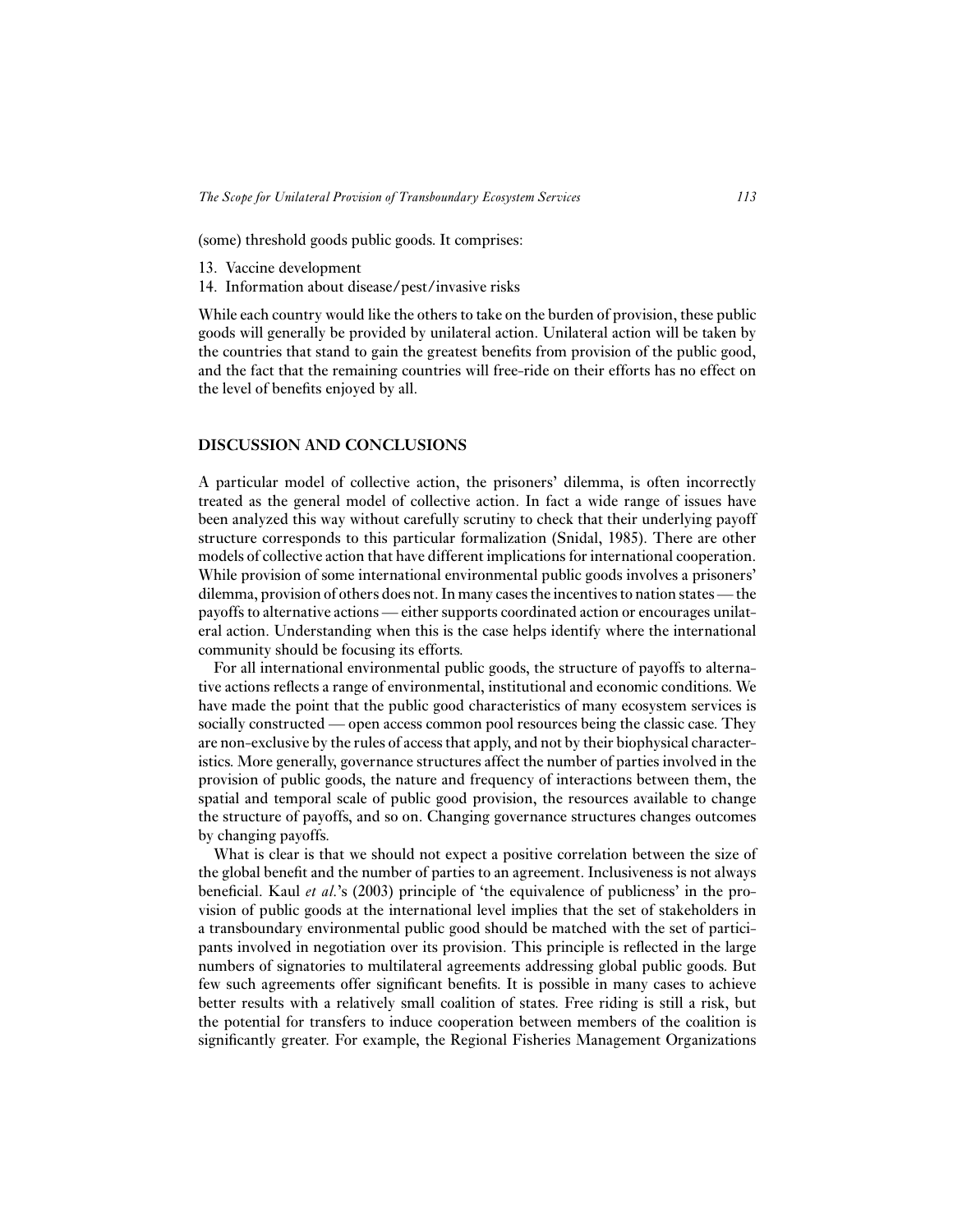(some) threshold goods public goods. It comprises:

13. Vaccine development
14. Information about disease/pest/invasive risks

While each country would like the others to take on the burden of provision, these public goods will generally be provided by unilateral action. Unilateral action will be taken by the countries that stand to gain the greatest benefits from provision of the public good, and the fact that the remaining countries will free-ride on their efforts has no effect on the level of benefits enjoyed by all.

## DISCUSSION AND CONCLUSIONS

A particular model of collective action, the prisoners' dilemma, is often incorrectly treated as the general model of collective action. In fact a wide range of issues have been analyzed this way without carefully scrutiny to check that their underlying payoff structure corresponds to this particular formalization (Snidal, 1985). There are other models of collective action that have different implications for international cooperation. While provision of some international environmental public goods involves a prisoners' dilemma, provision of others does not. In many cases the incentives to nation states — the payoffs to alternative actions — either supports coordinated action or encourages unilateral action. Understanding when this is the case helps identify where the international community should be focusing its efforts.

For all international environmental public goods, the structure of payoffs to alternative actions reflects a range of environmental, institutional and economic conditions. We have made the point that the public good characteristics of many ecosystem services is socially constructed — open access common pool resources being the classic case. They are non-exclusive by the rules of access that apply, and not by their biophysical characteristics. More generally, governance structures affect the number of parties involved in the provision of public goods, the nature and frequency of interactions between them, the spatial and temporal scale of public good provision, the resources available to change the structure of payoffs, and so on. Changing governance structures changes outcomes by changing payoffs.

What is clear is that we should not expect a positive correlation between the size of the global benefit and the number of parties to an agreement. Inclusiveness is not always beneficial. Kaul *et al.*'s (2003) principle of 'the equivalence of publicness' in the provision of public goods at the international level implies that the set of stakeholders in a transboundary environmental public good should be matched with the set of participants involved in negotiation over its provision. This principle is reflected in the large numbers of signatories to multilateral agreements addressing global public goods. But few such agreements offer significant benefits. It is possible in many cases to achieve better results with a relatively small coalition of states. Free riding is still a risk, but the potential for transfers to induce cooperation between members of the coalition is significantly greater. For example, the Regional Fisheries Management Organizations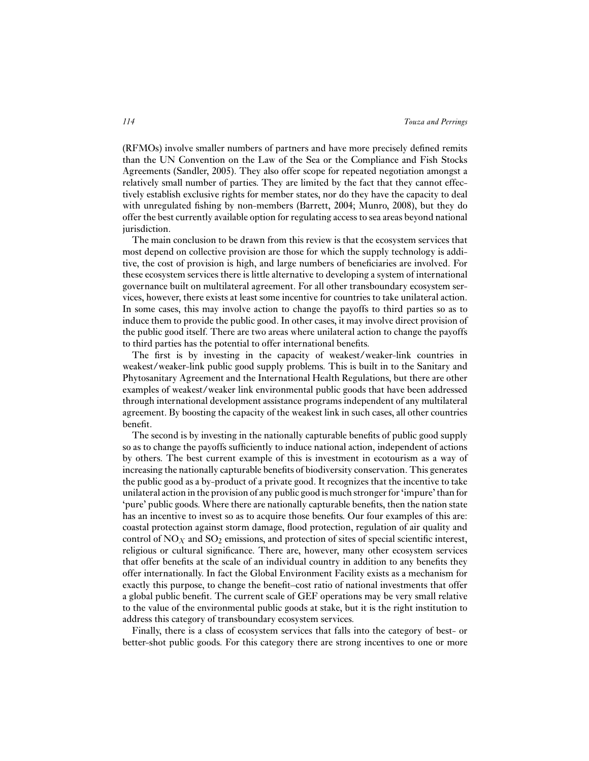(RFMOs) involve smaller numbers of partners and have more precisely defined remits than the UN Convention on the Law of the Sea or the Compliance and Fish Stocks Agreements (Sandler, 2005). They also offer scope for repeated negotiation amongst a relatively small number of parties. They are limited by the fact that they cannot effectively establish exclusive rights for member states, nor do they have the capacity to deal with unregulated fishing by non-members (Barrett, 2004; Munro, 2008), but they do offer the best currently available option for regulating access to sea areas beyond national jurisdiction.

The main conclusion to be drawn from this review is that the ecosystem services that most depend on collective provision are those for which the supply technology is additive, the cost of provision is high, and large numbers of beneficiaries are involved. For these ecosystem services there is little alternative to developing a system of international governance built on multilateral agreement. For all other transboundary ecosystem services, however, there exists at least some incentive for countries to take unilateral action. In some cases, this may involve action to change the payoffs to third parties so as to induce them to provide the public good. In other cases, it may involve direct provision of the public good itself. There are two areas where unilateral action to change the payoffs to third parties has the potential to offer international benefits.

The first is by investing in the capacity of weakest/weaker-link countries in weakest/weaker-link public good supply problems. This is built in to the Sanitary and Phytosanitary Agreement and the International Health Regulations, but there are other examples of weakest/weaker link environmental public goods that have been addressed through international development assistance programs independent of any multilateral agreement. By boosting the capacity of the weakest link in such cases, all other countries benefit.

The second is by investing in the nationally capturable benefits of public good supply so as to change the payoffs sufficiently to induce national action, independent of actions by others. The best current example of this is investment in ecotourism as a way of increasing the nationally capturable benefits of biodiversity conservation. This generates the public good as a by-product of a private good. It recognizes that the incentive to take unilateral action in the provision of any public good is much stronger for 'impure' than for 'pure' public goods. Where there are nationally capturable benefits, then the nation state has an incentive to invest so as to acquire those benefits. Our four examples of this are: coastal protection against storm damage, flood protection, regulation of air quality and control of $NO_X$ and $SO_2$ emissions, and protection of sites of special scientific interest, religious or cultural significance. There are, however, many other ecosystem services that offer benefits at the scale of an individual country in addition to any benefits they offer internationally. In fact the Global Environment Facility exists as a mechanism for exactly this purpose, to change the benefit–cost ratio of national investments that offer a global public benefit. The current scale of GEF operations may be very small relative to the value of the environmental public goods at stake, but it is the right institution to address this category of transboundary ecosystem services.

Finally, there is a class of ecosystem services that falls into the category of best- or better-shot public goods. For this category there are strong incentives to one or more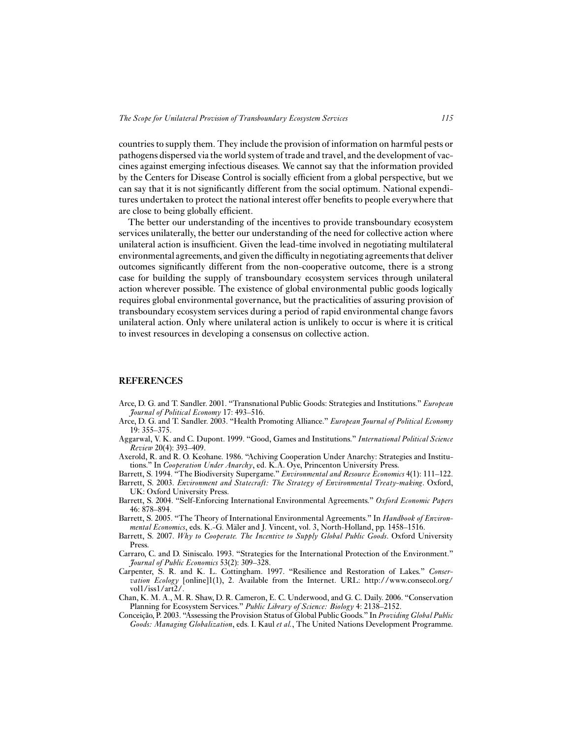countries to supply them. They include the provision of information on harmful pests or pathogens dispersed via the world system of trade and travel, and the development of vaccines against emerging infectious diseases. We cannot say that the information provided by the Centers for Disease Control is socially efficient from a global perspective, but we can say that it is not significantly different from the social optimum. National expenditures undertaken to protect the national interest offer benefits to people everywhere that are close to being globally efficient.

The better our understanding of the incentives to provide transboundary ecosystem services unilaterally, the better our understanding of the need for collective action where unilateral action is insufficient. Given the lead-time involved in negotiating multilateral environmental agreements, and given the difficulty in negotiating agreements that deliver outcomes significantly different from the non-cooperative outcome, there is a strong case for building the supply of transboundary ecosystem services through unilateral action wherever possible. The existence of global environmental public goods logically requires global environmental governance, but the practicalities of assuring provision of transboundary ecosystem services during a period of rapid environmental change favors unilateral action. Only where unilateral action is unlikely to occur is where it is critical to invest resources in developing a consensus on collective action.

## REFERENCES

Arce, D. G. and T. Sandler. 2001. "Transnational Public Goods: Strategies and Institutions." *European Journal of Political Economy* 17: 493–516.

Arce, D. G. and T. Sandler. 2003. "Health Promoting Alliance." *European Journal of Political Economy* 19: 355–375.

Aggarwal, V. K. and C. Dupont. 1999. "Good, Games and Institutions." *International Political Science Review* 20(4): 393–409.

Axerold, R. and R. O. Keohane. 1986. "Achiving Cooperation Under Anarchy: Strategies and Institutions." In *Cooperation Under Anarchy*, ed. K.A. Oye, Princenton University Press.

Barrett, S. 1994. "The Biodiversity Supergame." *Environmental and Resource Economics* 4(1): 111–122.

Barrett, S. 2003. *Environment and Statecraft: The Strategy of Environmental Treaty-making*. Oxford, UK: Oxford University Press.

Barrett, S. 2004. "Self-Enforcing International Environmental Agreements." *Oxford Economic Papers* 46: 878–894.

Barrett, S. 2005. "The Theory of International Environmental Agreements." In *Handbook of Environmental Economics*, eds. K.-G. Mäler and J. Vincent, vol. 3, North-Holland, pp. 1458–1516.

Barrett, S. 2007. *Why to Cooperate. The Incentive to Supply Global Public Goods*. Oxford University Press.

Carraro, C. and D. Siniscalo. 1993. "Strategies for the International Protection of the Environment." *Journal of Public Economics* 53(2): 309–328.

Carpenter, S. R. and K. L. Cottingham. 1997. "Resilience and Restoration of Lakes." *Conservation Ecology* [online]1(1), 2. Available from the Internet. URL: http://www.consecol.org/vol1/iss1/art2/.

Chan, K. M. A., M. R. Shaw, D. R. Cameron, E. C. Underwood, and G. C. Daily. 2006. "Conservation Planning for Ecosystem Services." *Public Library of Science: Biology* 4: 2138–2152.

Conceição, P. 2003. "Assessing the Provision Status of Global Public Goods." In *Providing Global Public Goods: Managing Globalization*, eds. I. Kaul *et al.*, The United Nations Development Programme.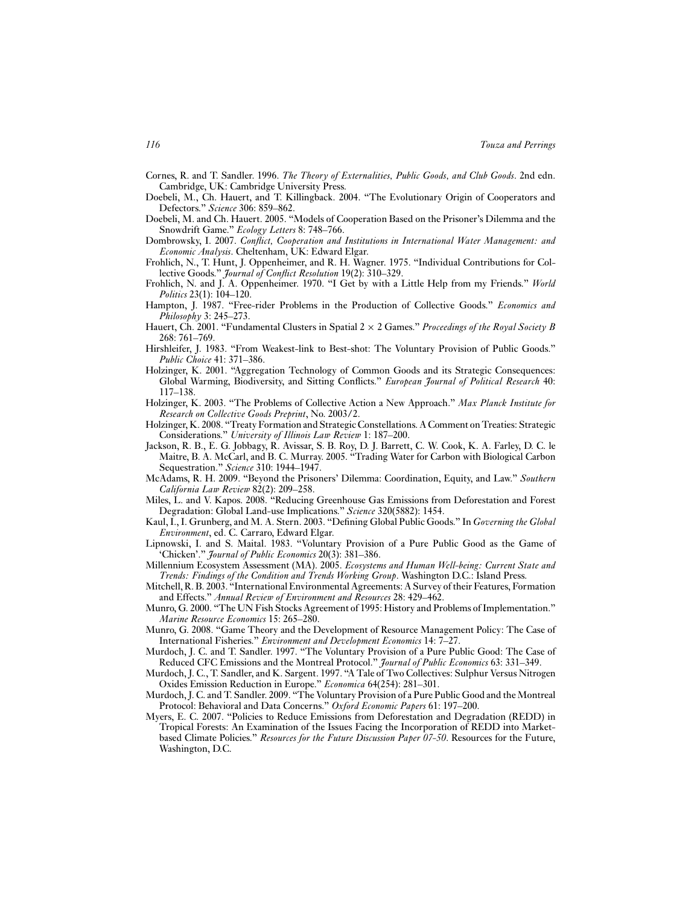Cornes, R. and T. Sandler. 1996. *The Theory of Externalities, Public Goods, and Club Goods*. 2nd edn. Cambridge, UK: Cambridge University Press.

Doebeli, M., Ch. Hauert, and T. Killingback. 2004. "The Evolutionary Origin of Cooperators and Defectors." *Science* 306: 859–862.

Doebeli, M. and Ch. Hauert. 2005. "Models of Cooperation Based on the Prisoner's Dilemma and the Snowdrift Game." *Ecology Letters* 8: 748–766.

Dombrowsky, I. 2007. *Conflict, Cooperation and Institutions in International Water Management: and Economic Analysis*. Cheltenham, UK: Edward Elgar.

Frohlich, N., T. Hunt, J. Oppenheimer, and R. H. Wagner. 1975. "Individual Contributions for Collective Goods." *Journal of Conflict Resolution* 19(2): 310–329.

Frohlich, N. and J. A. Oppenheimer. 1970. "I Get by with a Little Help from my Friends." *World Politics* 23(1): 104–120.

Hampton, J. 1987. "Free-rider Problems in the Production of Collective Goods." *Economics and Philosophy* 3: 245–273.

Hauert, Ch. 2001. "Fundamental Clusters in Spatial $2 \times 2$ Games." *Proceedings of the Royal Society B* 268: 761–769.

Hirshleifer, J. 1983. "From Weakest-link to Best-shot: The Voluntary Provision of Public Goods." *Public Choice* 41: 371–386.

Holzinger, K. 2001. "Aggregation Technology of Common Goods and its Strategic Consequences: Global Warming, Biodiversity, and Sitting Conflicts." *European Journal of Political Research* 40: 117–138.

Holzinger, K. 2003. "The Problems of Collective Action a New Approach." *Max Planck Institute for Research on Collective Goods Preprint*, No. 2003/2.

Holzinger, K. 2008. "Treaty Formation and Strategic Constellations. A Comment on Treaties: Strategic Considerations." *University of Illinois Law Review* 1: 187–200.

Jackson, R. B., E. G. Jobbagy, R. Avissar, S. B. Roy, D. J. Barrett, C. W. Cook, K. A. Farley, D. C. le Maitre, B. A. McCarl, and B. C. Murray. 2005. "Trading Water for Carbon with Biological Carbon Sequestration." *Science* 310: 1944–1947.

McAdams, R. H. 2009. "Beyond the Prisoners' Dilemma: Coordination, Equity, and Law." *Southern California Law Review* 82(2): 209–258.

Miles, L. and V. Kapos. 2008. "Reducing Greenhouse Gas Emissions from Deforestation and Forest Degradation: Global Land-use Implications." *Science* 320(5882): 1454.

Kaul, I., I. Grunberg, and M. A. Stern. 2003. "Defining Global Public Goods." In *Governing the Global Environment*, ed. C. Carraro, Edward Elgar.

Lipnowski, I. and S. Maital. 1983. "Voluntary Provision of a Pure Public Good as the Game of 'Chicken'." *Journal of Public Economics* 20(3): 381–386.

Millennium Ecosystem Assessment (MA). 2005. *Ecosystems and Human Well-being: Current State and Trends: Findings of the Condition and Trends Working Group*. Washington D.C.: Island Press.

Mitchell, R. B. 2003. "International Environmental Agreements: A Survey of their Features, Formation and Effects." *Annual Review of Environment and Resources* 28: 429–462.

Munro, G. 2000. "The UN Fish Stocks Agreement of 1995: History and Problems of Implementation." *Marine Resource Economics* 15: 265–280.

Munro, G. 2008. "Game Theory and the Development of Resource Management Policy: The Case of International Fisheries." *Environment and Development Economics* 14: 7–27.

Murdoch, J. C. and T. Sandler. 1997. "The Voluntary Provision of a Pure Public Good: The Case of Reduced CFC Emissions and the Montreal Protocol." *Journal of Public Economics* 63: 331–349.

Murdoch, J. C., T. Sandler, and K. Sargent. 1997. "A Tale of Two Collectives: Sulphur Versus Nitrogen Oxides Emission Reduction in Europe." *Economica* 64(254): 281–301.

Murdoch, J. C. and T. Sandler. 2009. "The Voluntary Provision of a Pure Public Good and the Montreal Protocol: Behavioral and Data Concerns." *Oxford Economic Papers* 61: 197–200.

Myers, E. C. 2007. "Policies to Reduce Emissions from Deforestation and Degradation (REDD) in Tropical Forests: An Examination of the Issues Facing the Incorporation of REDD into Market-based Climate Policies." *Resources for the Future Discussion Paper 07-50*. Resources for the Future, Washington, D.C.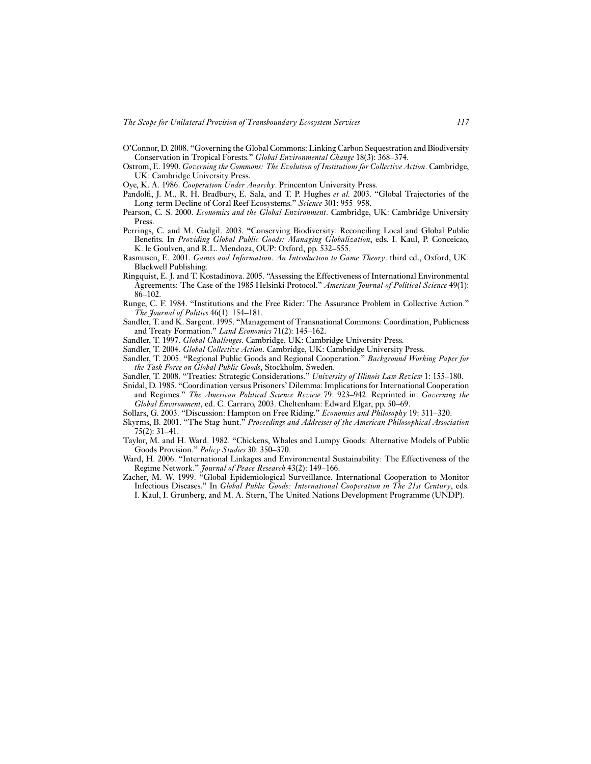O'Connor, D. 2008. "Governing the Global Commons: Linking Carbon Sequestration and Biodiversity Conservation in Tropical Forests." *Global Environmental Change* 18(3): 368–374.

Ostrom, E. 1990. *Governing the Commons: The Evolution of Institutions for Collective Action*. Cambridge, UK: Cambridge University Press.

Oye, K. A. 1986. *Cooperation Under Anarchy*. Princenton University Press.

Pandolfi, J. M., R. H. Bradbury, E. Sala, and T. P. Hughes *et al.* 2003. "Global Trajectories of the Long-term Decline of Coral Reef Ecosystems." *Science* 301: 955–958.

Pearson, C. S. 2000. *Economics and the Global Environment*. Cambridge, UK: Cambridge University Press.

Perrings, C. and M. Gadgil. 2003. "Conserving Biodiversity: Reconciling Local and Global Public Benefits. In *Providing Global Public Goods: Managing Globalization*, eds. I. Kaul, P. Conceicao, K. le Goulven, and R.L. Mendoza, OUP: Oxford, pp. 532–555.

Rasmusen, E. 2001. *Games and Information. An Introduction to Game Theory*. third ed., Oxford, UK: Blackwell Publishing.

Ringquist, E. J. and T. Kostadinova. 2005. "Assessing the Effectiveness of International Environmental Agreements: The Case of the 1985 Helsinki Protocol." *American Journal of Political Science* 49(1): 86–102.

Runge, C. F. 1984. "Institutions and the Free Rider: The Assurance Problem in Collective Action." *The Journal of Politics* 46(1): 154–181.

Sandler, T. and K. Sargent. 1995. "Management of Transnational Commons: Coordination, Publicness and Treaty Formation." *Land Economics* 71(2): 145–162.

Sandler, T. 1997. *Global Challenges*. Cambridge, UK: Cambridge University Press.

Sandler, T. 2004. *Global Collective Action*. Cambridge, UK: Cambridge University Press.

Sandler, T. 2005. "Regional Public Goods and Regional Cooperation." *Background Working Paper for the Task Force on Global Public Goods*, Stockholm, Sweden.

Sandler, T. 2008. "Treaties: Strategic Considerations." *University of Illinois Law Review* 1: 155–180.

Snidal, D. 1985. "Coordination versus Prisoners' Dilemma: Implications for International Cooperation and Regimes." *The American Political Science Review* 79: 923–942. Reprinted in: *Governing the Global Environment*, ed. C. Carraro, 2003. Cheltenham: Edward Elgar, pp. 50–69.

Sollars, G. 2003. "Discussion: Hampton on Free Riding." *Economics and Philosophy* 19: 311–320.

Skyrms, B. 2001. "The Stag-hunt." *Proceedings and Addresses of the American Philosophical Association* 75(2): 31–41.

Taylor, M. and H. Ward. 1982. "Chickens, Whales and Lumpy Goods: Alternative Models of Public Goods Provision." *Policy Studies* 30: 350–370.

Ward, H. 2006. "International Linkages and Environmental Sustainability: The Effectiveness of the Regime Network." *Journal of Peace Research* 43(2): 149–166.

Zacher, M. W. 1999. "Global Epidemiological Surveillance. International Cooperation to Monitor Infectious Diseases." In *Global Public Goods: International Cooperation in The 21st Century*, eds. I. Kaul, I. Grunberg, and M. A. Stern, The United Nations Development Programme (UNDP).